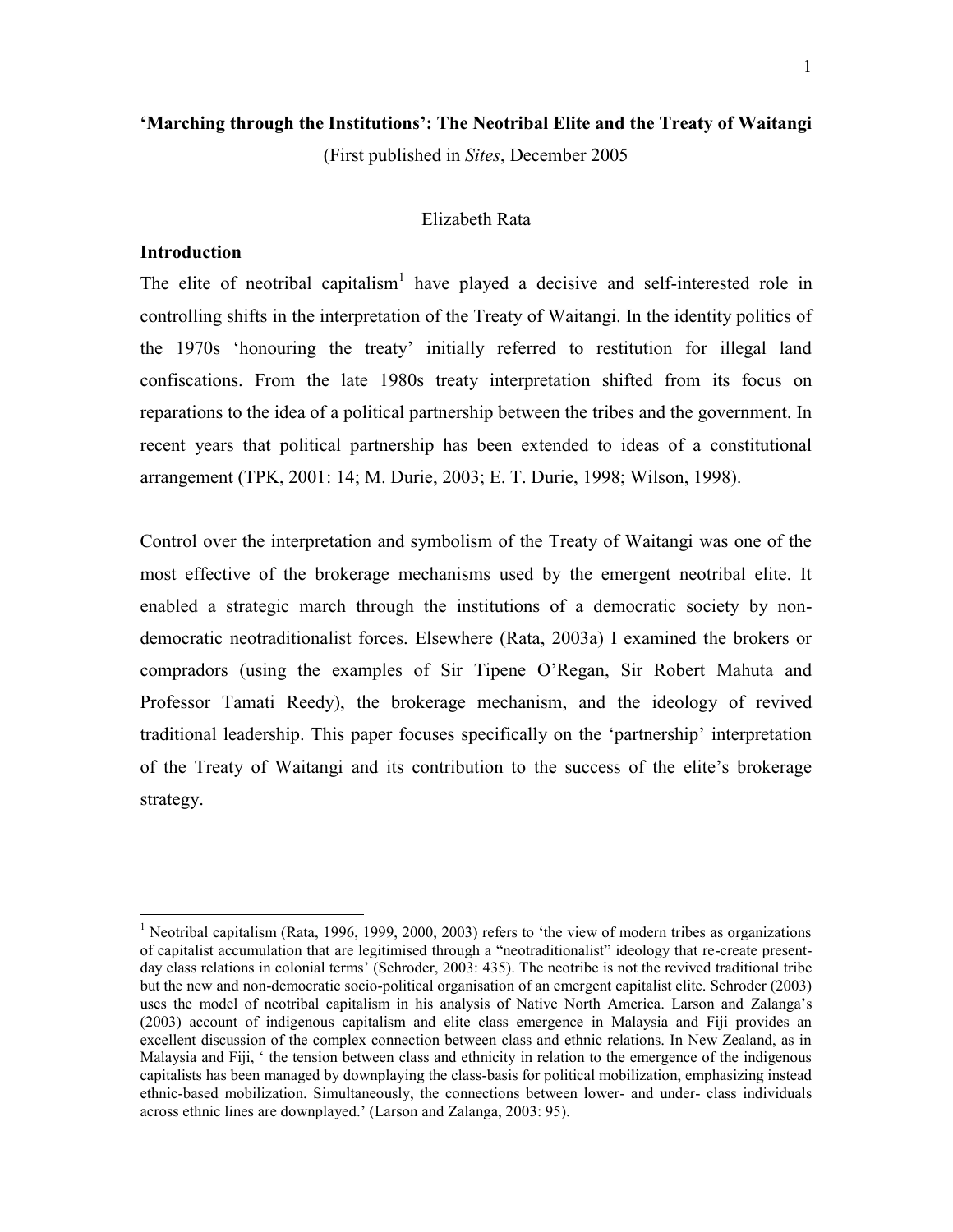**'Marching through the Institutions': The Neotribal Elite and the Treaty of Waitangi**

(First published in *Sites*, December 2005

Elizabeth Rata

## Introduction

The elite of neotribal capitalism[1] have played a decisive and self-interested role in controlling shifts in the interpretation of the Treaty of Waitangi. In the identity politics of the 1970s 'honouring the treaty' initially referred to restitution for illegal land confiscations. From the late 1980s treaty interpretation shifted from its focus on reparations to the idea of a political partnership between the tribes and the government. In recent years that political partnership has been extended to ideas of a constitutional arrangement (TPK, 2001: 14; M. Durie, 2003; E. T. Durie, 1998; Wilson, 1998).

Control over the interpretation and symbolism of the Treaty of Waitangi was one of the most effective of the brokerage mechanisms used by the emergent neotribal elite. It enabled a strategic march through the institutions of a democratic society by non-democratic neotraditionalist forces. Elsewhere (Rata, 2003a) I examined the brokers or compradors (using the examples of Sir Tipene O'Regan, Sir Robert Mahuta and Professor Tamati Reedy), the brokerage mechanism, and the ideology of revived traditional leadership. This paper focuses specifically on the 'partnership' interpretation of the Treaty of Waitangi and its contribution to the success of the elite's brokerage strategy.

---

[1] Neotribal capitalism (Rata, 1996, 1999, 2000, 2003) refers to 'the view of modern tribes as organizations of capitalist accumulation that are legitimised through a "neotraditionalist" ideology that re-create present-day class relations in colonial terms' (Schroder, 2003: 435). The neotribe is not the revived traditional tribe but the new and non-democratic socio-political organisation of an emergent capitalist elite. Schroder (2003) uses the model of neotribal capitalism in his analysis of Native North America. Larson and Zalanga's (2003) account of indigenous capitalism and elite class emergence in Malaysia and Fiji provides an excellent discussion of the complex connection between class and ethnic relations. In New Zealand, as in Malaysia and Fiji, ' the tension between class and ethnicity in relation to the emergence of the indigenous capitalists has been managed by downplaying the class-basis for political mobilization, emphasizing instead ethnic-based mobilization. Simultaneously, the connections between lower- and under- class individuals across ethnic lines are downplayed.' (Larson and Zalanga, 2003: 95).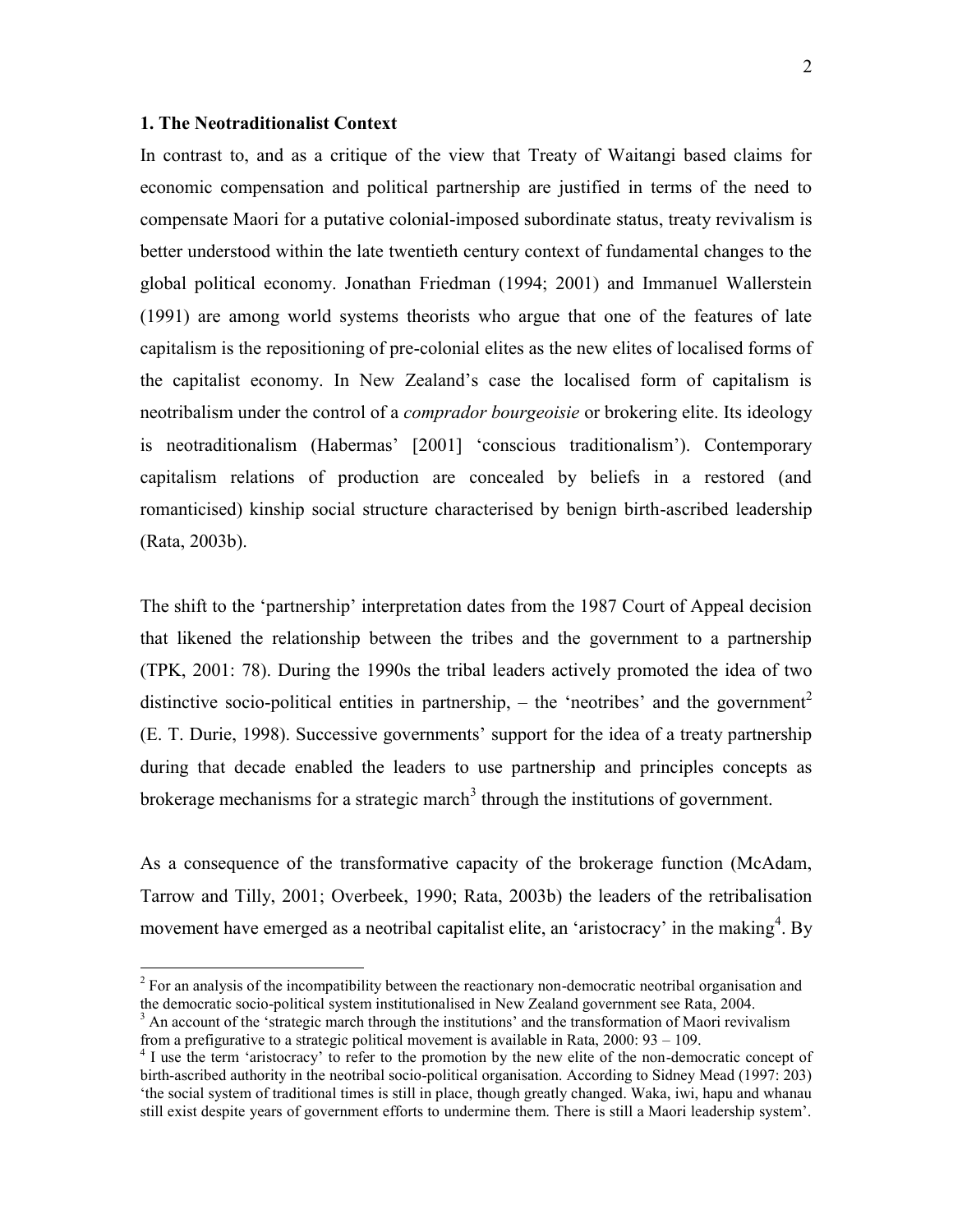## 1. The Neotraditionalist Context

In contrast to, and as a critique of the view that Treaty of Waitangi based claims for economic compensation and political partnership are justified in terms of the need to compensate Maori for a putative colonial-imposed subordinate status, treaty revivalism is better understood within the late twentieth century context of fundamental changes to the global political economy. Jonathan Friedman (1994; 2001) and Immanuel Wallerstein (1991) are among world systems theorists who argue that one of the features of late capitalism is the repositioning of pre-colonial elites as the new elites of localised forms of the capitalist economy. In New Zealand's case the localised form of capitalism is neotribalism under the control of a *comprador bourgeoisie* or brokering elite. Its ideology is neotraditionalism (Habermas' [2001] 'conscious traditionalism'). Contemporary capitalism relations of production are concealed by beliefs in a restored (and romanticised) kinship social structure characterised by benign birth-ascribed leadership (Rata, 2003b).

The shift to the 'partnership' interpretation dates from the 1987 Court of Appeal decision that likened the relationship between the tribes and the government to a partnership (TPK, 2001: 78). During the 1990s the tribal leaders actively promoted the idea of two distinctive socio-political entities in partnership, – the 'neotribes' and the government[2] (E. T. Durie, 1998). Successive governments' support for the idea of a treaty partnership during that decade enabled the leaders to use partnership and principles concepts as brokerage mechanisms for a strategic march[3] through the institutions of government.

As a consequence of the transformative capacity of the brokerage function (McAdam, Tarrow and Tilly, 2001; Overbeek, 1990; Rata, 2003b) the leaders of the retribalisation movement have emerged as a neotribal capitalist elite, an 'aristocracy' in the making[4]. By

[2] For an analysis of the incompatibility between the reactionary non-democratic neotribal organisation and the democratic socio-political system institutionalised in New Zealand government see Rata, 2004.

[3] An account of the 'strategic march through the institutions' and the transformation of Maori revivalism from a prefigurative to a strategic political movement is available in Rata, 2000: 93 – 109.

[4] I use the term 'aristocracy' to refer to the promotion by the new elite of the non-democratic concept of birth-ascribed authority in the neotribal socio-political organisation. According to Sidney Mead (1997: 203) 'the social system of traditional times is still in place, though greatly changed. Waka, iwi, hapu and whanau still exist despite years of government efforts to undermine them. There is still a Maori leadership system'.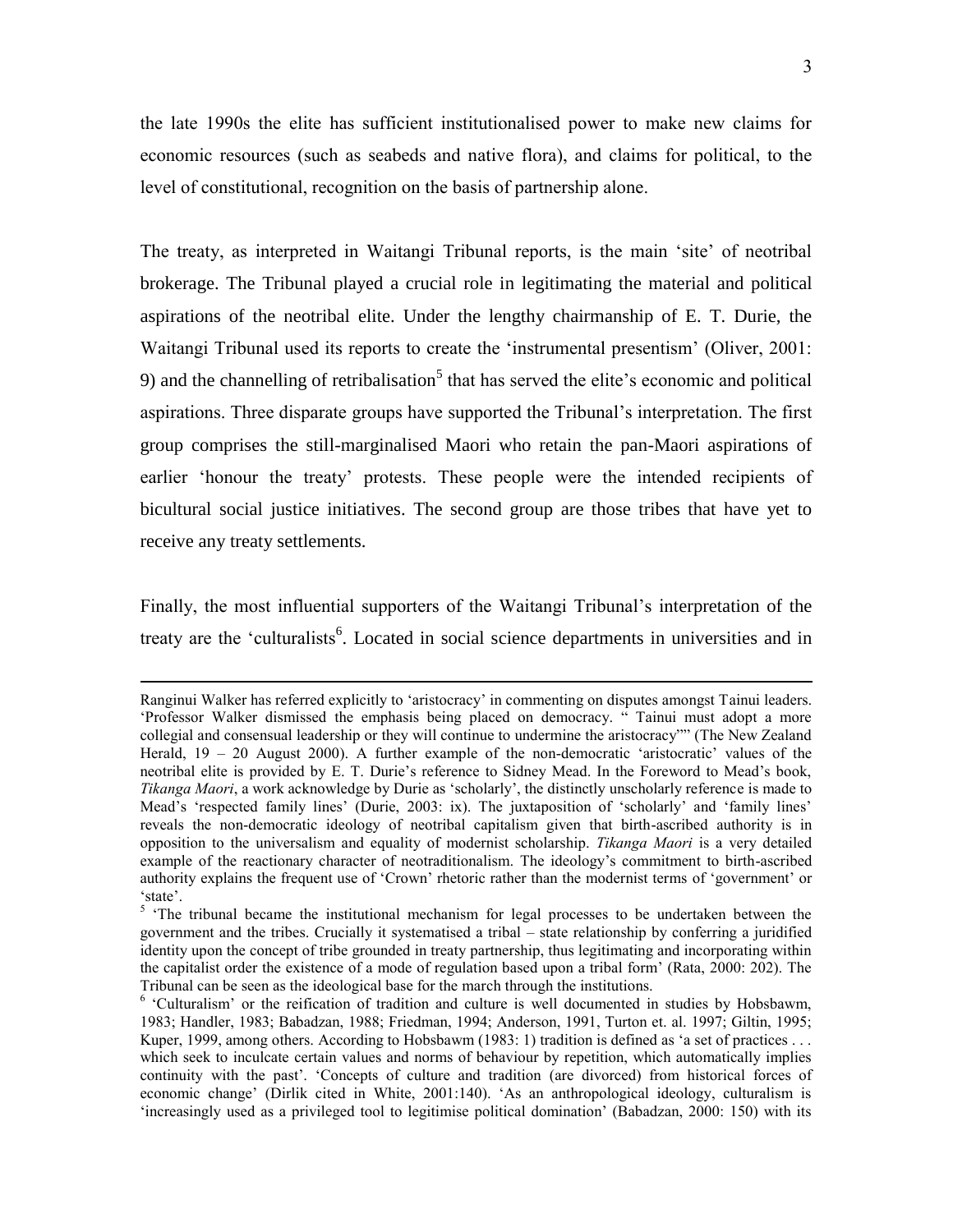the late 1990s the elite has sufficient institutionalised power to make new claims for economic resources (such as seabeds and native flora), and claims for political, to the level of constitutional, recognition on the basis of partnership alone.

The treaty, as interpreted in Waitangi Tribunal reports, is the main 'site' of neotribal brokerage. The Tribunal played a crucial role in legitimating the material and political aspirations of the neotribal elite. Under the lengthy chairmanship of E. T. Durie, the Waitangi Tribunal used its reports to create the 'instrumental presentism' (Oliver, 2001: 9) and the channelling of retribalisation[5] that has served the elite's economic and political aspirations. Three disparate groups have supported the Tribunal's interpretation. The first group comprises the still-marginalised Maori who retain the pan-Maori aspirations of earlier 'honour the treaty' protests. These people were the intended recipients of bicultural social justice initiatives. The second group are those tribes that have yet to receive any treaty settlements.

Finally, the most influential supporters of the Waitangi Tribunal's interpretation of the treaty are the 'culturalists[6]. Located in social science departments in universities and in

---

Ranginui Walker has referred explicitly to 'aristocracy' in commenting on disputes amongst Tainui leaders. 'Professor Walker dismissed the emphasis being placed on democracy. " Tainui must adopt a more collegial and consensual leadership or they will continue to undermine the aristocracy"" (The New Zealand Herald, 19 – 20 August 2000). A further example of the non-democratic 'aristocratic' values of the neotribal elite is provided by E. T. Durie's reference to Sidney Mead. In the Foreword to Mead's book, *Tikanga Maori*, a work acknowledge by Durie as 'scholarly', the distinctly unscholarly reference is made to Mead's 'respected family lines' (Durie, 2003: ix). The juxtaposition of 'scholarly' and 'family lines' reveals the non-democratic ideology of neotribal capitalism given that birth-ascribed authority is in opposition to the universalism and equality of modernist scholarship. *Tikanga Maori* is a very detailed example of the reactionary character of neotraditionalism. The ideology's commitment to birth-ascribed authority explains the frequent use of 'Crown' rhetoric rather than the modernist terms of 'government' or 'state'.

[5] 'The tribunal became the institutional mechanism for legal processes to be undertaken between the government and the tribes. Crucially it systematised a tribal – state relationship by conferring a juridified identity upon the concept of tribe grounded in treaty partnership, thus legitimating and incorporating within the capitalist order the existence of a mode of regulation based upon a tribal form' (Rata, 2000: 202). The Tribunal can be seen as the ideological base for the march through the institutions.

[6] 'Culturalism' or the reification of tradition and culture is well documented in studies by Hobsbawm, 1983; Handler, 1983; Babadzan, 1988; Friedman, 1994; Anderson, 1991, Turton et. al. 1997; Giltin, 1995; Kuper, 1999, among others. According to Hobsbawm (1983: 1) tradition is defined as 'a set of practices . . . which seek to inculcate certain values and norms of behaviour by repetition, which automatically implies continuity with the past'. 'Concepts of culture and tradition (are divorced) from historical forces of economic change' (Dirlik cited in White, 2001:140). 'As an anthropological ideology, culturalism is 'increasingly used as a privileged tool to legitimise political domination' (Babadzan, 2000: 150) with its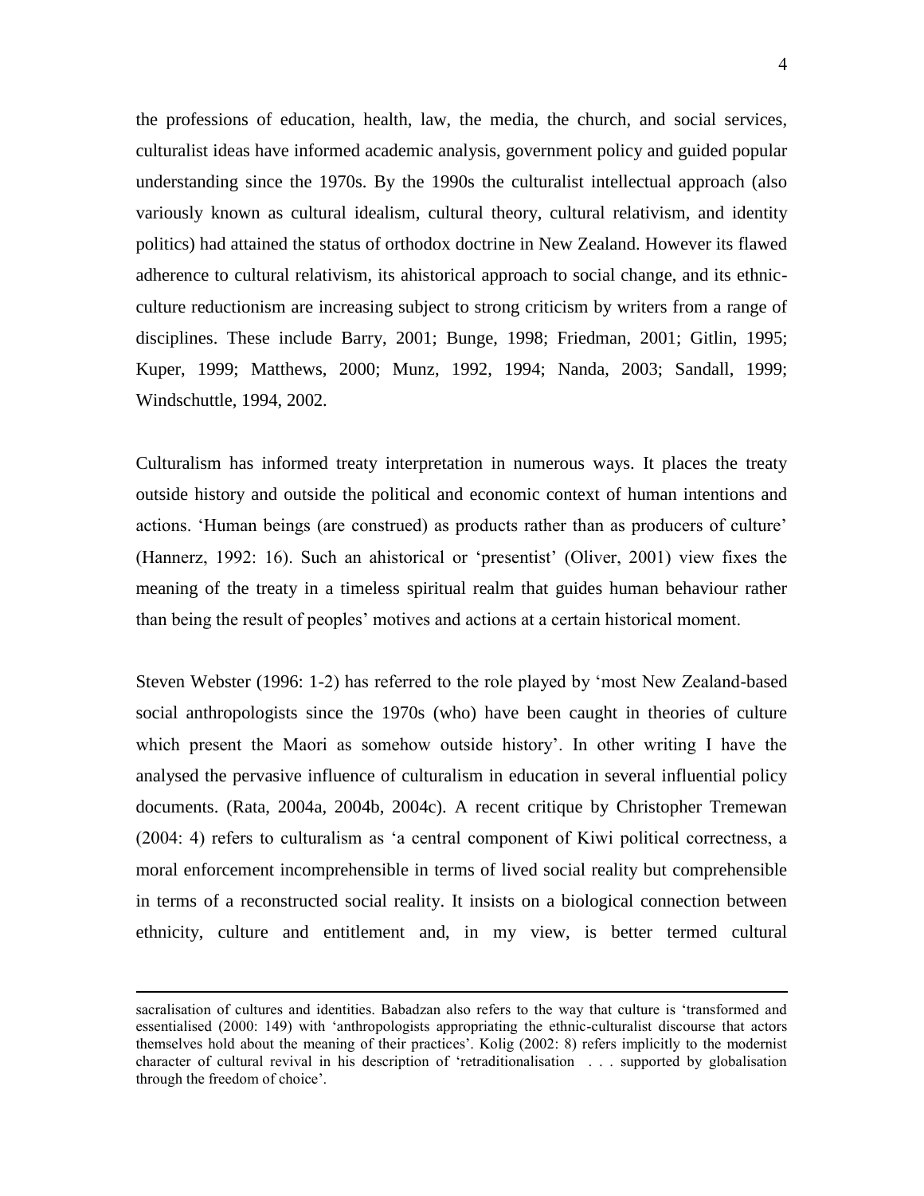the professions of education, health, law, the media, the church, and social services, culturalist ideas have informed academic analysis, government policy and guided popular understanding since the 1970s. By the 1990s the culturalist intellectual approach (also variously known as cultural idealism, cultural theory, cultural relativism, and identity politics) had attained the status of orthodox doctrine in New Zealand. However its flawed adherence to cultural relativism, its ahistorical approach to social change, and its ethnic-culture reductionism are increasing subject to strong criticism by writers from a range of disciplines. These include Barry, 2001; Bunge, 1998; Friedman, 2001; Gitlin, 1995; Kuper, 1999; Matthews, 2000; Munz, 1992, 1994; Nanda, 2003; Sandall, 1999; Windschuttle, 1994, 2002.

Culturalism has informed treaty interpretation in numerous ways. It places the treaty outside history and outside the political and economic context of human intentions and actions. 'Human beings (are construed) as products rather than as producers of culture' (Hannerz, 1992: 16). Such an ahistorical or 'presentist' (Oliver, 2001) view fixes the meaning of the treaty in a timeless spiritual realm that guides human behaviour rather than being the result of peoples' motives and actions at a certain historical moment.

Steven Webster (1996: 1-2) has referred to the role played by 'most New Zealand-based social anthropologists since the 1970s (who) have been caught in theories of culture which present the Maori as somehow outside history'. In other writing I have the analysed the pervasive influence of culturalism in education in several influential policy documents. (Rata, 2004a, 2004b, 2004c). A recent critique by Christopher Tremewan (2004: 4) refers to culturalism as 'a central component of Kiwi political correctness, a moral enforcement incomprehensible in terms of lived social reality but comprehensible in terms of a reconstructed social reality. It insists on a biological connection between ethnicity, culture and entitlement and, in my view, is better termed cultural

---

sacralisation of cultures and identities. Babadzan also refers to the way that culture is 'transformed and essentialised (2000: 149) with 'anthropologists appropriating the ethnic-culturalist discourse that actors themselves hold about the meaning of their practices'. Kolig (2002: 8) refers implicitly to the modernist character of cultural revival in his description of 'retraditionalisation . . . supported by globalisation through the freedom of choice'.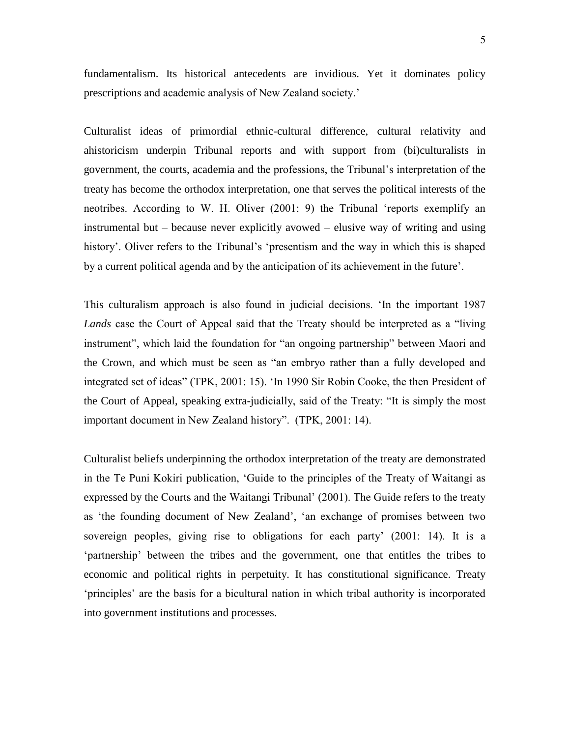fundamentalism. Its historical antecedents are invidious. Yet it dominates policy prescriptions and academic analysis of New Zealand society.'

Culturalist ideas of primordial ethnic-cultural difference, cultural relativity and ahistoricism underpin Tribunal reports and with support from (bi)culturalists in government, the courts, academia and the professions, the Tribunal's interpretation of the treaty has become the orthodox interpretation, one that serves the political interests of the neotribes. According to W. H. Oliver (2001: 9) the Tribunal 'reports exemplify an instrumental but – because never explicitly avowed – elusive way of writing and using history'. Oliver refers to the Tribunal's 'presentism and the way in which this is shaped by a current political agenda and by the anticipation of its achievement in the future'.

This culturalism approach is also found in judicial decisions. 'In the important 1987 *Lands* case the Court of Appeal said that the Treaty should be interpreted as a "living instrument", which laid the foundation for "an ongoing partnership" between Maori and the Crown, and which must be seen as "an embryo rather than a fully developed and integrated set of ideas" (TPK, 2001: 15). 'In 1990 Sir Robin Cooke, the then President of the Court of Appeal, speaking extra-judicially, said of the Treaty: "It is simply the most important document in New Zealand history". (TPK, 2001: 14).

Culturalist beliefs underpinning the orthodox interpretation of the treaty are demonstrated in the Te Puni Kokiri publication, 'Guide to the principles of the Treaty of Waitangi as expressed by the Courts and the Waitangi Tribunal' (2001). The Guide refers to the treaty as 'the founding document of New Zealand', 'an exchange of promises between two sovereign peoples, giving rise to obligations for each party' (2001: 14). It is a 'partnership' between the tribes and the government, one that entitles the tribes to economic and political rights in perpetuity. It has constitutional significance. Treaty 'principles' are the basis for a bicultural nation in which tribal authority is incorporated into government institutions and processes.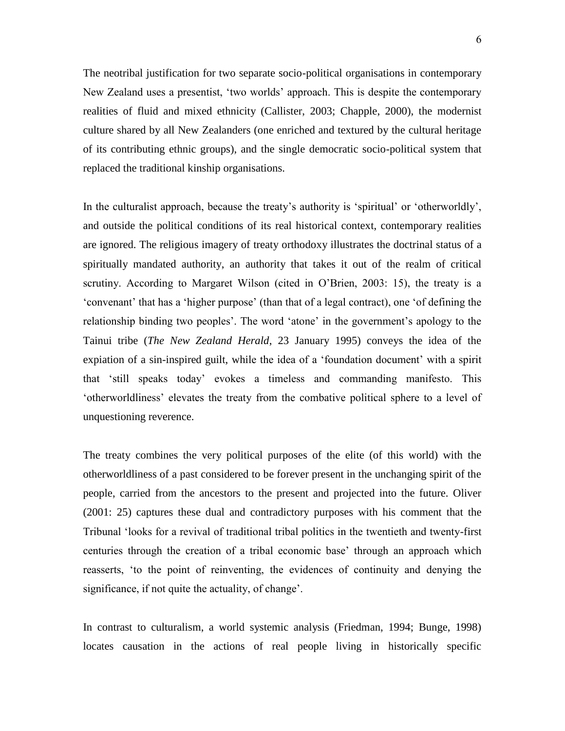The neotribal justification for two separate socio-political organisations in contemporary New Zealand uses a presentist, 'two worlds' approach. This is despite the contemporary realities of fluid and mixed ethnicity (Callister, 2003; Chapple, 2000), the modernist culture shared by all New Zealanders (one enriched and textured by the cultural heritage of its contributing ethnic groups), and the single democratic socio-political system that replaced the traditional kinship organisations.

In the culturalist approach, because the treaty's authority is 'spiritual' or 'otherworldly', and outside the political conditions of its real historical context, contemporary realities are ignored. The religious imagery of treaty orthodoxy illustrates the doctrinal status of a spiritually mandated authority, an authority that takes it out of the realm of critical scrutiny. According to Margaret Wilson (cited in O'Brien, 2003: 15), the treaty is a 'convenant' that has a 'higher purpose' (than that of a legal contract), one 'of defining the relationship binding two peoples'. The word 'atone' in the government's apology to the Tainui tribe (*The New Zealand Herald*, 23 January 1995) conveys the idea of the expiation of a sin-inspired guilt, while the idea of a 'foundation document' with a spirit that 'still speaks today' evokes a timeless and commanding manifesto. This 'otherworldliness' elevates the treaty from the combative political sphere to a level of unquestioning reverence.

The treaty combines the very political purposes of the elite (of this world) with the otherworldliness of a past considered to be forever present in the unchanging spirit of the people, carried from the ancestors to the present and projected into the future. Oliver (2001: 25) captures these dual and contradictory purposes with his comment that the Tribunal 'looks for a revival of traditional tribal politics in the twentieth and twenty-first centuries through the creation of a tribal economic base' through an approach which reasserts, 'to the point of reinventing, the evidences of continuity and denying the significance, if not quite the actuality, of change'.

In contrast to culturalism, a world systemic analysis (Friedman, 1994; Bunge, 1998) locates causation in the actions of real people living in historically specific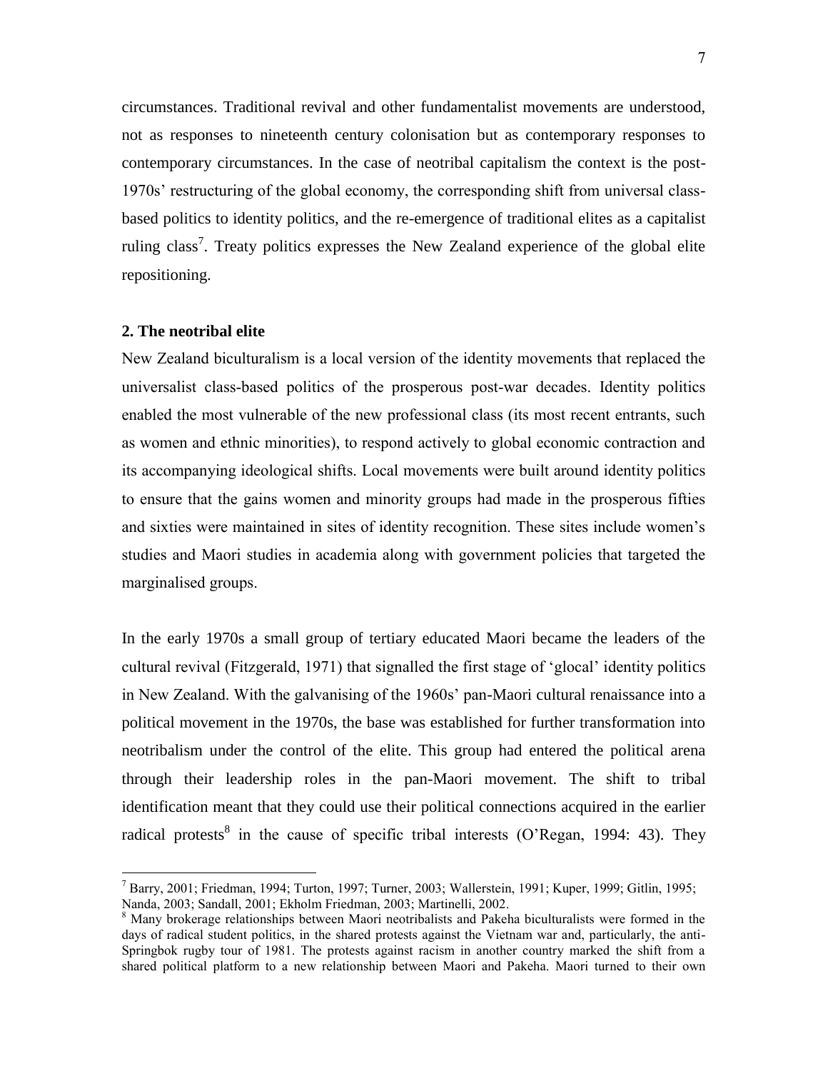circumstances. Traditional revival and other fundamentalist movements are understood, not as responses to nineteenth century colonisation but as contemporary responses to contemporary circumstances. In the case of neotribal capitalism the context is the post-1970s' restructuring of the global economy, the corresponding shift from universal class-based politics to identity politics, and the re-emergence of traditional elites as a capitalist ruling class[7]. Treaty politics expresses the New Zealand experience of the global elite repositioning.

**2. The neotribal elite**

New Zealand biculturalism is a local version of the identity movements that replaced the universalist class-based politics of the prosperous post-war decades. Identity politics enabled the most vulnerable of the new professional class (its most recent entrants, such as women and ethnic minorities), to respond actively to global economic contraction and its accompanying ideological shifts. Local movements were built around identity politics to ensure that the gains women and minority groups had made in the prosperous fifties and sixties were maintained in sites of identity recognition. These sites include women's studies and Maori studies in academia along with government policies that targeted the marginalised groups.

In the early 1970s a small group of tertiary educated Maori became the leaders of the cultural revival (Fitzgerald, 1971) that signalled the first stage of 'glocal' identity politics in New Zealand. With the galvanising of the 1960s' pan-Maori cultural renaissance into a political movement in the 1970s, the base was established for further transformation into neotribalism under the control of the elite. This group had entered the political arena through their leadership roles in the pan-Maori movement. The shift to tribal identification meant that they could use their political connections acquired in the earlier radical protests[8] in the cause of specific tribal interests (O'Regan, 1994: 43). They

[7] Barry, 2001; Friedman, 1994; Turton, 1997; Turner, 2003; Wallerstein, 1991; Kuper, 1999; Gitlin, 1995; Nanda, 2003; Sandall, 2001; Ekholm Friedman, 2003; Martinelli, 2002.

[8] Many brokerage relationships between Maori neotribalists and Pakeha biculturalists were formed in the days of radical student politics, in the shared protests against the Vietnam war and, particularly, the anti-Springbok rugby tour of 1981. The protests against racism in another country marked the shift from a shared political platform to a new relationship between Maori and Pakeha. Maori turned to their own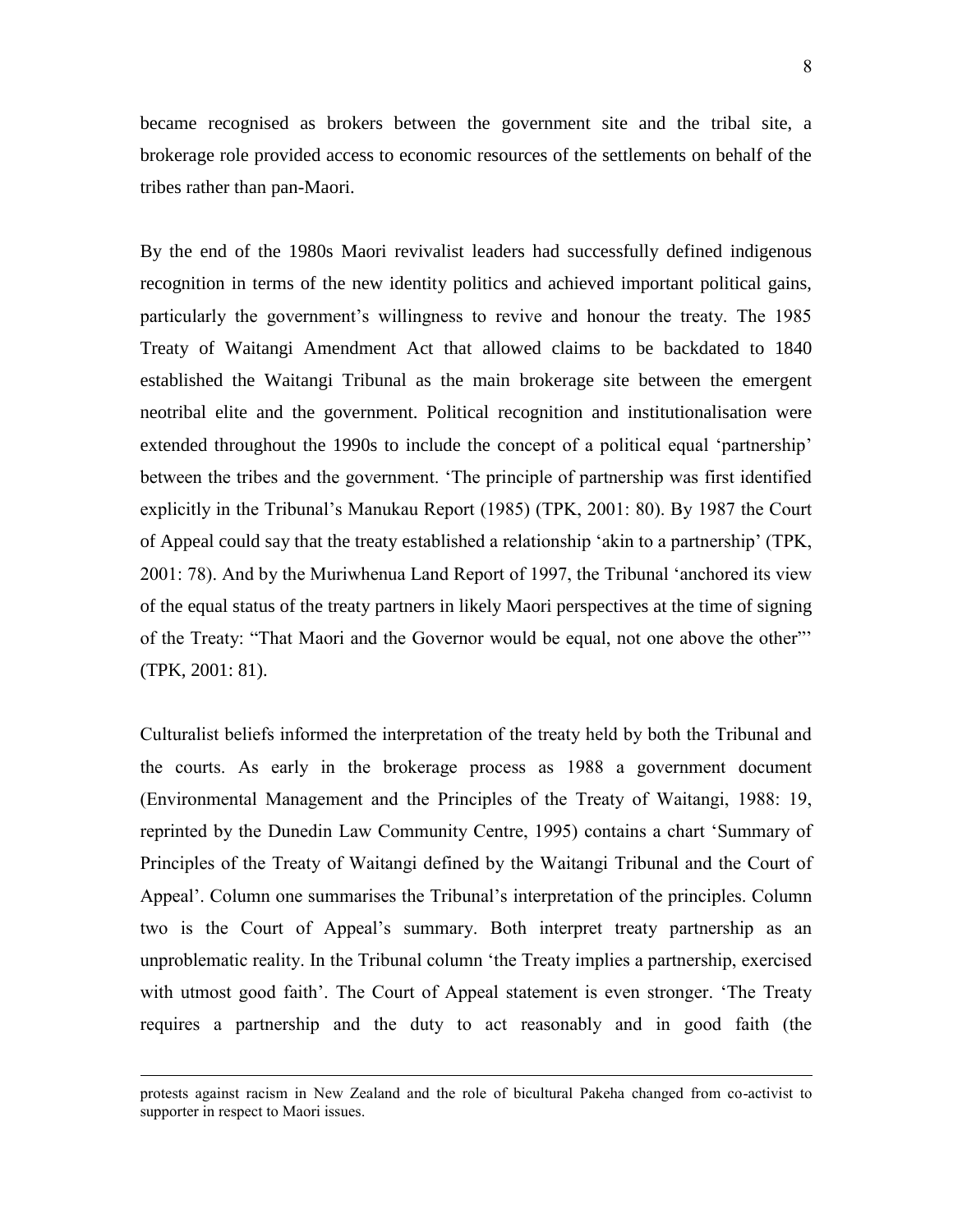became recognised as brokers between the government site and the tribal site, a brokerage role provided access to economic resources of the settlements on behalf of the tribes rather than pan-Maori.

By the end of the 1980s Maori revivalist leaders had successfully defined indigenous recognition in terms of the new identity politics and achieved important political gains, particularly the government's willingness to revive and honour the treaty. The 1985 Treaty of Waitangi Amendment Act that allowed claims to be backdated to 1840 established the Waitangi Tribunal as the main brokerage site between the emergent neotribal elite and the government. Political recognition and institutionalisation were extended throughout the 1990s to include the concept of a political equal 'partnership' between the tribes and the government. 'The principle of partnership was first identified explicitly in the Tribunal's Manukau Report (1985) (TPK, 2001: 80). By 1987 the Court of Appeal could say that the treaty established a relationship 'akin to a partnership' (TPK, 2001: 78). And by the Muriwhenua Land Report of 1997, the Tribunal 'anchored its view of the equal status of the treaty partners in likely Maori perspectives at the time of signing of the Treaty: "That Maori and the Governor would be equal, not one above the other"' (TPK, 2001: 81).

Culturalist beliefs informed the interpretation of the treaty held by both the Tribunal and the courts. As early in the brokerage process as 1988 a government document (Environmental Management and the Principles of the Treaty of Waitangi, 1988: 19, reprinted by the Dunedin Law Community Centre, 1995) contains a chart 'Summary of Principles of the Treaty of Waitangi defined by the Waitangi Tribunal and the Court of Appeal'. Column one summarises the Tribunal's interpretation of the principles. Column two is the Court of Appeal's summary. Both interpret treaty partnership as an unproblematic reality. In the Tribunal column 'the Treaty implies a partnership, exercised with utmost good faith'. The Court of Appeal statement is even stronger. 'The Treaty requires a partnership and the duty to act reasonably and in good faith (the

---

protests against racism in New Zealand and the role of bicultural Pakeha changed from co-activist to supporter in respect to Maori issues.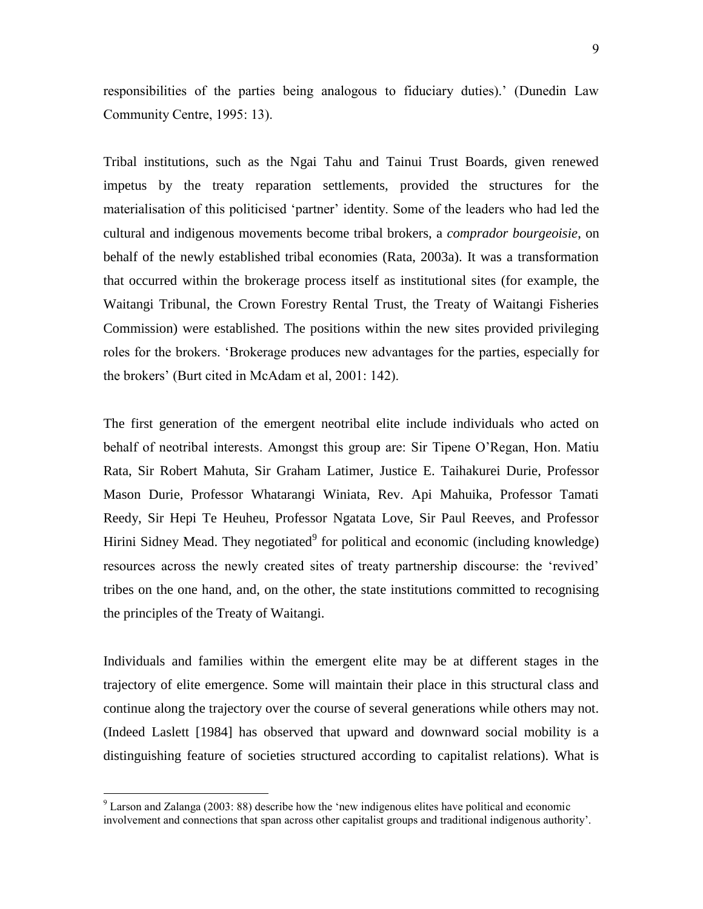responsibilities of the parties being analogous to fiduciary duties).' (Dunedin Law Community Centre, 1995: 13).

Tribal institutions, such as the Ngai Tahu and Tainui Trust Boards, given renewed impetus by the treaty reparation settlements, provided the structures for the materialisation of this politicised 'partner' identity. Some of the leaders who had led the cultural and indigenous movements become tribal brokers, a *comprador bourgeoisie*, on behalf of the newly established tribal economies (Rata, 2003a). It was a transformation that occurred within the brokerage process itself as institutional sites (for example, the Waitangi Tribunal, the Crown Forestry Rental Trust, the Treaty of Waitangi Fisheries Commission) were established. The positions within the new sites provided privileging roles for the brokers. 'Brokerage produces new advantages for the parties, especially for the brokers' (Burt cited in McAdam et al, 2001: 142).

The first generation of the emergent neotribal elite include individuals who acted on behalf of neotribal interests. Amongst this group are: Sir Tipene O'Regan, Hon. Matiu Rata, Sir Robert Mahuta, Sir Graham Latimer, Justice E. Taihakurei Durie, Professor Mason Durie, Professor Whatarangi Winiata, Rev. Api Mahuika, Professor Tamati Reedy, Sir Hepi Te Heuheu, Professor Ngatata Love, Sir Paul Reeves, and Professor Hirini Sidney Mead. They negotiated[9] for political and economic (including knowledge) resources across the newly created sites of treaty partnership discourse: the 'revived' tribes on the one hand, and, on the other, the state institutions committed to recognising the principles of the Treaty of Waitangi.

Individuals and families within the emergent elite may be at different stages in the trajectory of elite emergence. Some will maintain their place in this structural class and continue along the trajectory over the course of several generations while others may not. (Indeed Laslett [1984] has observed that upward and downward social mobility is a distinguishing feature of societies structured according to capitalist relations). What is

---

[9] Larson and Zalanga (2003: 88) describe how the 'new indigenous elites have political and economic involvement and connections that span across other capitalist groups and traditional indigenous authority'.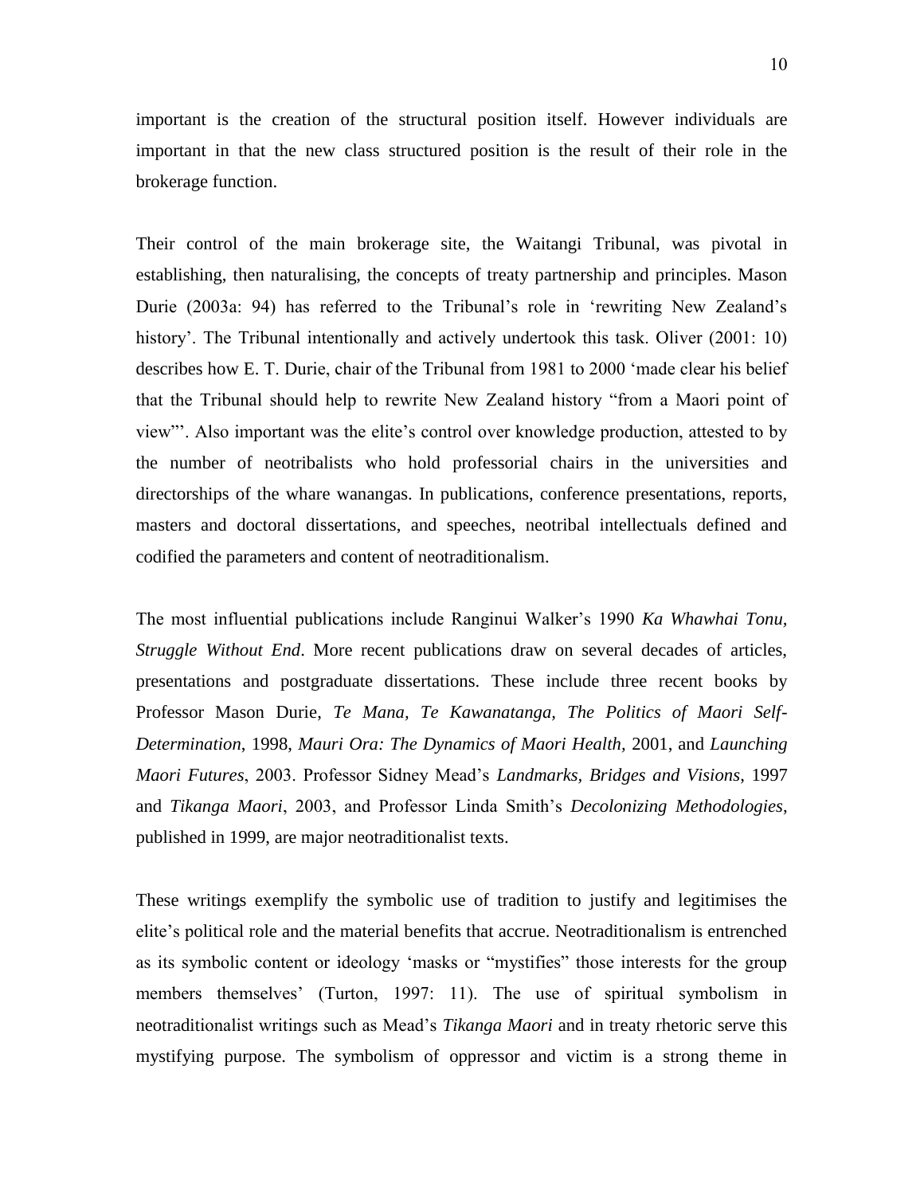important is the creation of the structural position itself. However individuals are important in that the new class structured position is the result of their role in the brokerage function.

Their control of the main brokerage site, the Waitangi Tribunal, was pivotal in establishing, then naturalising, the concepts of treaty partnership and principles. Mason Durie (2003a: 94) has referred to the Tribunal's role in 'rewriting New Zealand's history'. The Tribunal intentionally and actively undertook this task. Oliver (2001: 10) describes how E. T. Durie, chair of the Tribunal from 1981 to 2000 'made clear his belief that the Tribunal should help to rewrite New Zealand history "from a Maori point of view"'. Also important was the elite's control over knowledge production, attested to by the number of neotribalists who hold professorial chairs in the universities and directorships of the whare wanangas. In publications, conference presentations, reports, masters and doctoral dissertations, and speeches, neotribal intellectuals defined and codified the parameters and content of neotraditionalism.

The most influential publications include Ranginui Walker's 1990 *Ka Whawhai Tonu, Struggle Without End*. More recent publications draw on several decades of articles, presentations and postgraduate dissertations. These include three recent books by Professor Mason Durie, *Te Mana, Te Kawanatanga, The Politics of Maori Self-Determination*, 1998, *Mauri Ora: The Dynamics of Maori Health*, 2001, and *Launching Maori Futures*, 2003. Professor Sidney Mead's *Landmarks, Bridges and Visions*, 1997 and *Tikanga Maori*, 2003, and Professor Linda Smith's *Decolonizing Methodologies*, published in 1999, are major neotraditionalist texts.

These writings exemplify the symbolic use of tradition to justify and legitimises the elite's political role and the material benefits that accrue. Neotraditionalism is entrenched as its symbolic content or ideology 'masks or "mystifies" those interests for the group members themselves' (Turton, 1997: 11). The use of spiritual symbolism in neotraditionalist writings such as Mead's *Tikanga Maori* and in treaty rhetoric serve this mystifying purpose. The symbolism of oppressor and victim is a strong theme in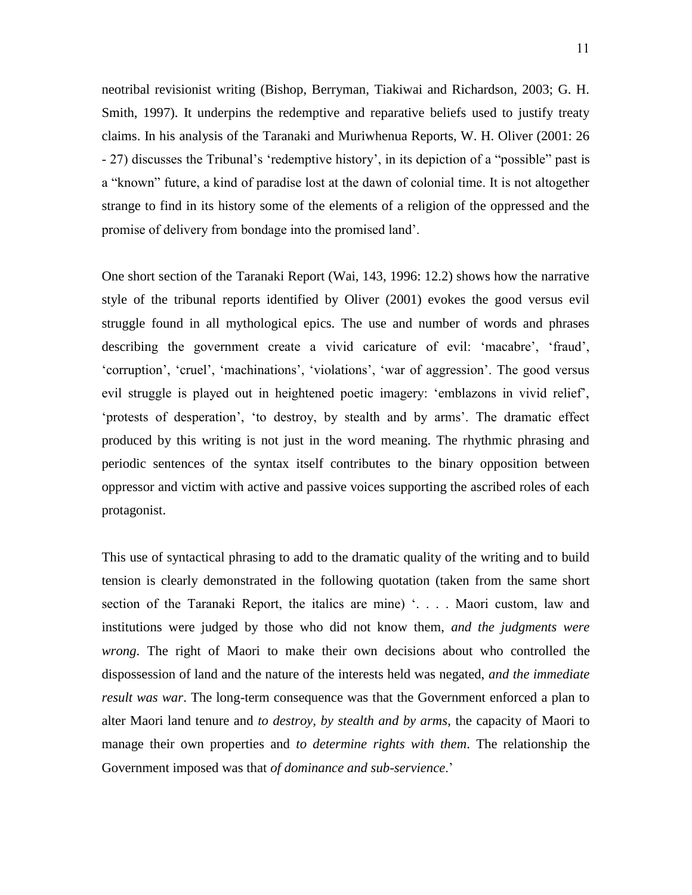neotribal revisionist writing (Bishop, Berryman, Tiakiwai and Richardson, 2003; G. H. Smith, 1997). It underpins the redemptive and reparative beliefs used to justify treaty claims. In his analysis of the Taranaki and Muriwhenua Reports, W. H. Oliver (2001: 26 - 27) discusses the Tribunal's 'redemptive history', in its depiction of a "possible" past is a "known" future, a kind of paradise lost at the dawn of colonial time. It is not altogether strange to find in its history some of the elements of a religion of the oppressed and the promise of delivery from bondage into the promised land'.

One short section of the Taranaki Report (Wai, 143, 1996: 12.2) shows how the narrative style of the tribunal reports identified by Oliver (2001) evokes the good versus evil struggle found in all mythological epics. The use and number of words and phrases describing the government create a vivid caricature of evil: 'macabre', 'fraud', 'corruption', 'cruel', 'machinations', 'violations', 'war of aggression'. The good versus evil struggle is played out in heightened poetic imagery: 'emblazons in vivid relief', 'protests of desperation', 'to destroy, by stealth and by arms'. The dramatic effect produced by this writing is not just in the word meaning. The rhythmic phrasing and periodic sentences of the syntax itself contributes to the binary opposition between oppressor and victim with active and passive voices supporting the ascribed roles of each protagonist.

This use of syntactical phrasing to add to the dramatic quality of the writing and to build tension is clearly demonstrated in the following quotation (taken from the same short section of the Taranaki Report, the italics are mine) '. . . . Maori custom, law and institutions were judged by those who did not know them, *and the judgments were wrong*. The right of Maori to make their own decisions about who controlled the dispossession of land and the nature of the interests held was negated, *and the immediate result was war*. The long-term consequence was that the Government enforced a plan to alter Maori land tenure and *to destroy, by stealth and by arms*, the capacity of Maori to manage their own properties and *to determine rights with them*. The relationship the Government imposed was that *of dominance and sub-servience*.'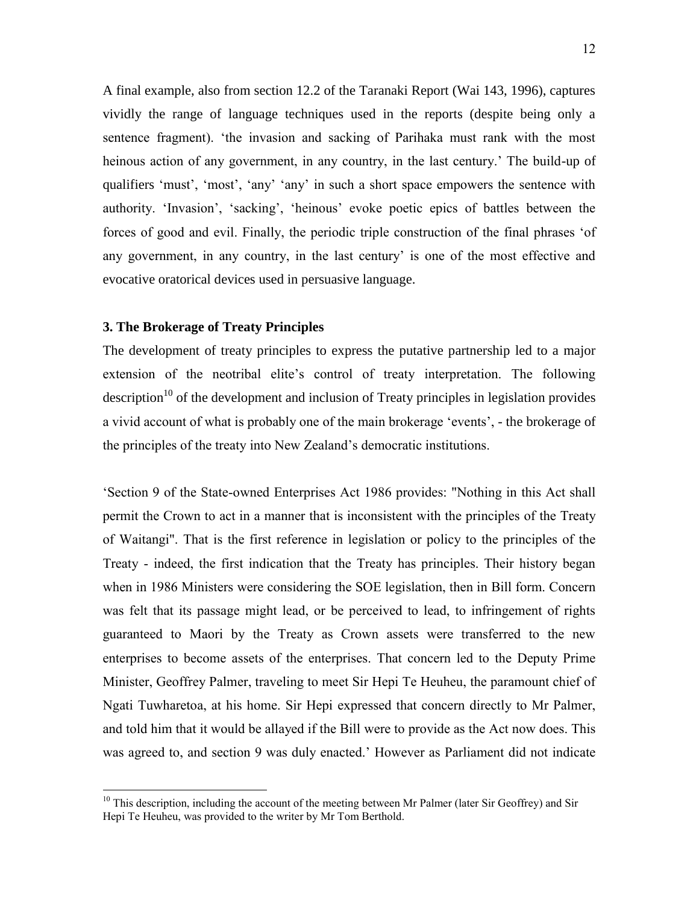A final example, also from section 12.2 of the Taranaki Report (Wai 143, 1996), captures vividly the range of language techniques used in the reports (despite being only a sentence fragment). 'the invasion and sacking of Parihaka must rank with the most heinous action of any government, in any country, in the last century.' The build-up of qualifiers 'must', 'most', 'any' 'any' in such a short space empowers the sentence with authority. 'Invasion', 'sacking', 'heinous' evoke poetic epics of battles between the forces of good and evil. Finally, the periodic triple construction of the final phrases 'of any government, in any country, in the last century' is one of the most effective and evocative oratorical devices used in persuasive language.

### 3. The Brokerage of Treaty Principles

The development of treaty principles to express the putative partnership led to a major extension of the neotribal elite's control of treaty interpretation. The following description[10] of the development and inclusion of Treaty principles in legislation provides a vivid account of what is probably one of the main brokerage 'events', - the brokerage of the principles of the treaty into New Zealand's democratic institutions.

'Section 9 of the State-owned Enterprises Act 1986 provides: "Nothing in this Act shall permit the Crown to act in a manner that is inconsistent with the principles of the Treaty of Waitangi". That is the first reference in legislation or policy to the principles of the Treaty - indeed, the first indication that the Treaty has principles. Their history began when in 1986 Ministers were considering the SOE legislation, then in Bill form. Concern was felt that its passage might lead, or be perceived to lead, to infringement of rights guaranteed to Maori by the Treaty as Crown assets were transferred to the new enterprises to become assets of the enterprises. That concern led to the Deputy Prime Minister, Geoffrey Palmer, traveling to meet Sir Hepi Te Heuheu, the paramount chief of Ngati Tuwharetoa, at his home. Sir Hepi expressed that concern directly to Mr Palmer, and told him that it would be allayed if the Bill were to provide as the Act now does. This was agreed to, and section 9 was duly enacted.' However as Parliament did not indicate

[10] This description, including the account of the meeting between Mr Palmer (later Sir Geoffrey) and Sir Hepi Te Heuheu, was provided to the writer by Mr Tom Berthold.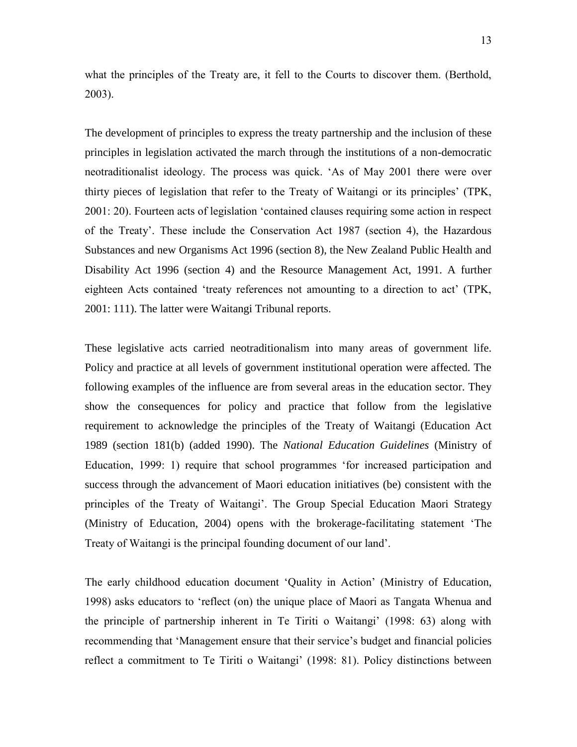what the principles of the Treaty are, it fell to the Courts to discover them. (Berthold, 2003).

The development of principles to express the treaty partnership and the inclusion of these principles in legislation activated the march through the institutions of a non-democratic neotraditionalist ideology. The process was quick. 'As of May 2001 there were over thirty pieces of legislation that refer to the Treaty of Waitangi or its principles' (TPK, 2001: 20). Fourteen acts of legislation 'contained clauses requiring some action in respect of the Treaty'. These include the Conservation Act 1987 (section 4), the Hazardous Substances and new Organisms Act 1996 (section 8), the New Zealand Public Health and Disability Act 1996 (section 4) and the Resource Management Act, 1991. A further eighteen Acts contained 'treaty references not amounting to a direction to act' (TPK, 2001: 111). The latter were Waitangi Tribunal reports.

These legislative acts carried neotraditionalism into many areas of government life. Policy and practice at all levels of government institutional operation were affected. The following examples of the influence are from several areas in the education sector. They show the consequences for policy and practice that follow from the legislative requirement to acknowledge the principles of the Treaty of Waitangi (Education Act 1989 (section 181(b) (added 1990). The *National Education Guidelines* (Ministry of Education, 1999: 1) require that school programmes 'for increased participation and success through the advancement of Maori education initiatives (be) consistent with the principles of the Treaty of Waitangi'. The Group Special Education Maori Strategy (Ministry of Education, 2004) opens with the brokerage-facilitating statement 'The Treaty of Waitangi is the principal founding document of our land'.

The early childhood education document 'Quality in Action' (Ministry of Education, 1998) asks educators to 'reflect (on) the unique place of Maori as Tangata Whenua and the principle of partnership inherent in Te Tiriti o Waitangi' (1998: 63) along with recommending that 'Management ensure that their service's budget and financial policies reflect a commitment to Te Tiriti o Waitangi' (1998: 81). Policy distinctions between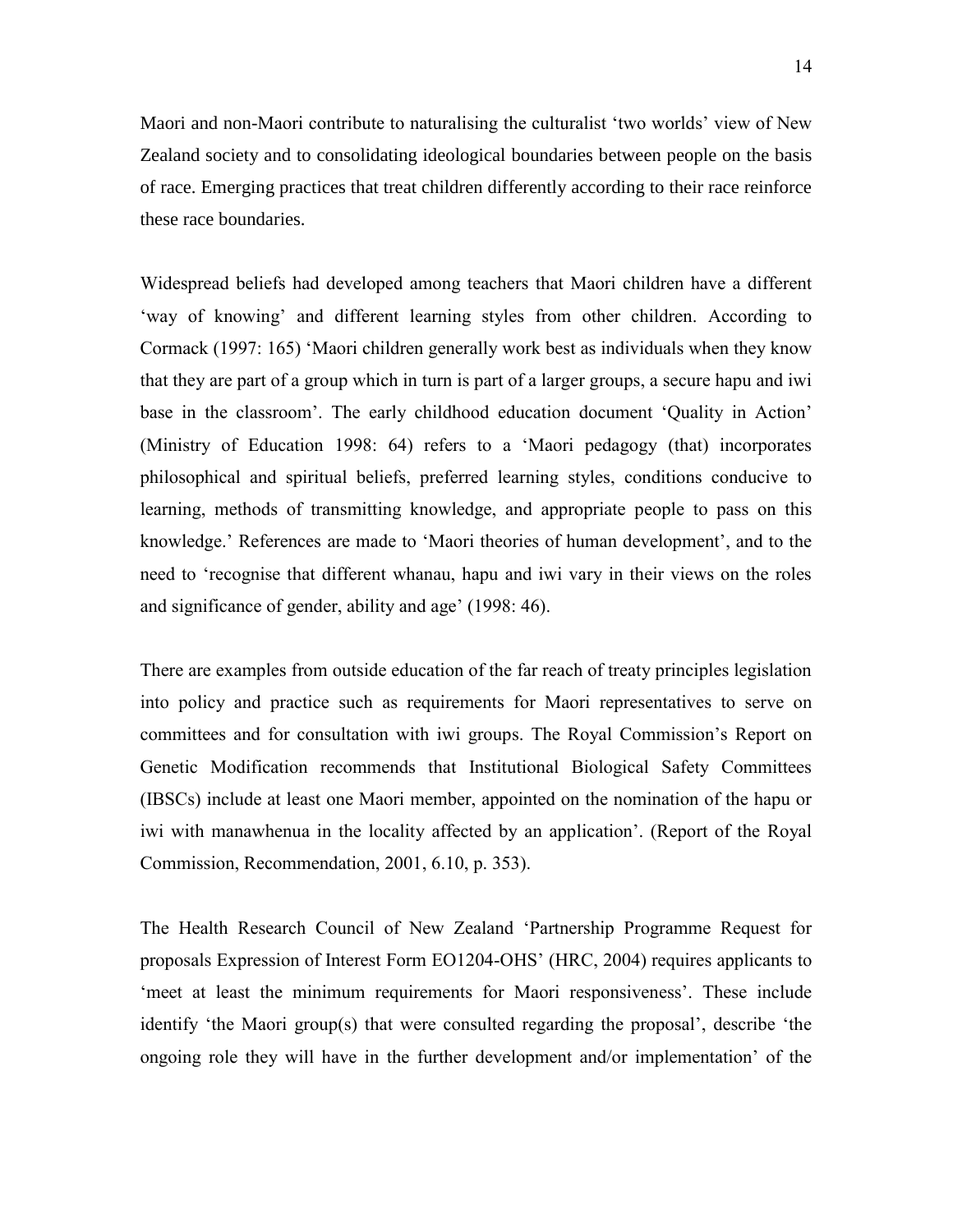Maori and non-Maori contribute to naturalising the culturalist 'two worlds' view of New Zealand society and to consolidating ideological boundaries between people on the basis of race. Emerging practices that treat children differently according to their race reinforce these race boundaries.

Widespread beliefs had developed among teachers that Maori children have a different 'way of knowing' and different learning styles from other children. According to Cormack (1997: 165) 'Maori children generally work best as individuals when they know that they are part of a group which in turn is part of a larger groups, a secure hapu and iwi base in the classroom'. The early childhood education document 'Quality in Action' (Ministry of Education 1998: 64) refers to a 'Maori pedagogy (that) incorporates philosophical and spiritual beliefs, preferred learning styles, conditions conducive to learning, methods of transmitting knowledge, and appropriate people to pass on this knowledge.' References are made to 'Maori theories of human development', and to the need to 'recognise that different whanau, hapu and iwi vary in their views on the roles and significance of gender, ability and age' (1998: 46).

There are examples from outside education of the far reach of treaty principles legislation into policy and practice such as requirements for Maori representatives to serve on committees and for consultation with iwi groups. The Royal Commission's Report on Genetic Modification recommends that Institutional Biological Safety Committees (IBSCs) include at least one Maori member, appointed on the nomination of the hapu or iwi with manawhenua in the locality affected by an application'. (Report of the Royal Commission, Recommendation, 2001, 6.10, p. 353).

The Health Research Council of New Zealand 'Partnership Programme Request for proposals Expression of Interest Form EO1204-OHS' (HRC, 2004) requires applicants to 'meet at least the minimum requirements for Maori responsiveness'. These include identify 'the Maori group(s) that were consulted regarding the proposal', describe 'the ongoing role they will have in the further development and/or implementation' of the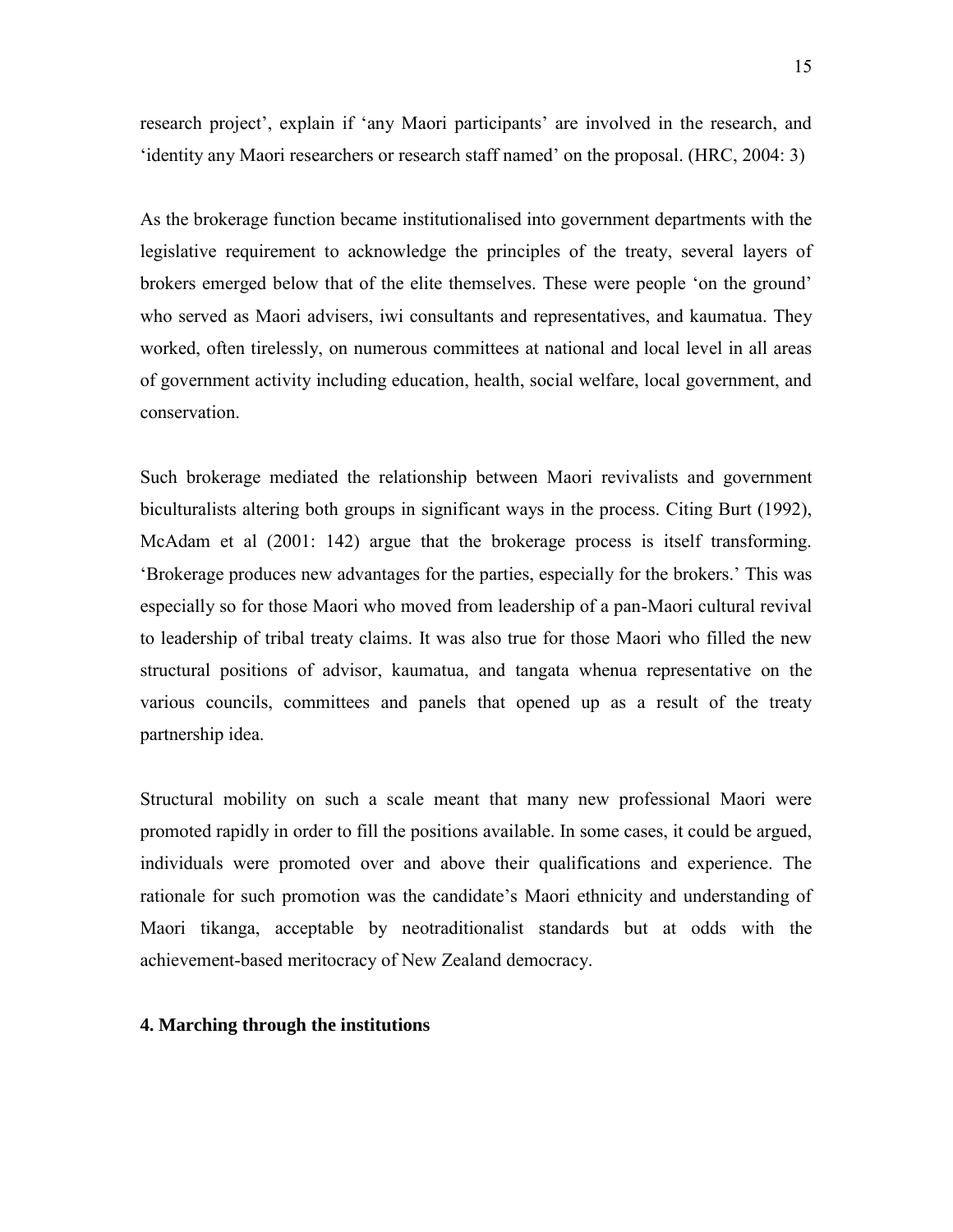research project', explain if 'any Maori participants' are involved in the research, and 'identity any Maori researchers or research staff named' on the proposal. (HRC, 2004: 3)

As the brokerage function became institutionalised into government departments with the legislative requirement to acknowledge the principles of the treaty, several layers of brokers emerged below that of the elite themselves. These were people 'on the ground' who served as Maori advisers, iwi consultants and representatives, and kaumatua. They worked, often tirelessly, on numerous committees at national and local level in all areas of government activity including education, health, social welfare, local government, and conservation.

Such brokerage mediated the relationship between Maori revivalists and government biculturalists altering both groups in significant ways in the process. Citing Burt (1992), McAdam et al (2001: 142) argue that the brokerage process is itself transforming. 'Brokerage produces new advantages for the parties, especially for the brokers.' This was especially so for those Maori who moved from leadership of a pan-Maori cultural revival to leadership of tribal treaty claims. It was also true for those Maori who filled the new structural positions of advisor, kaumatua, and tangata whenua representative on the various councils, committees and panels that opened up as a result of the treaty partnership idea.

Structural mobility on such a scale meant that many new professional Maori were promoted rapidly in order to fill the positions available. In some cases, it could be argued, individuals were promoted over and above their qualifications and experience. The rationale for such promotion was the candidate's Maori ethnicity and understanding of Maori tikanga, acceptable by neotraditionalist standards but at odds with the achievement-based meritocracy of New Zealand democracy.

## 4. Marching through the institutions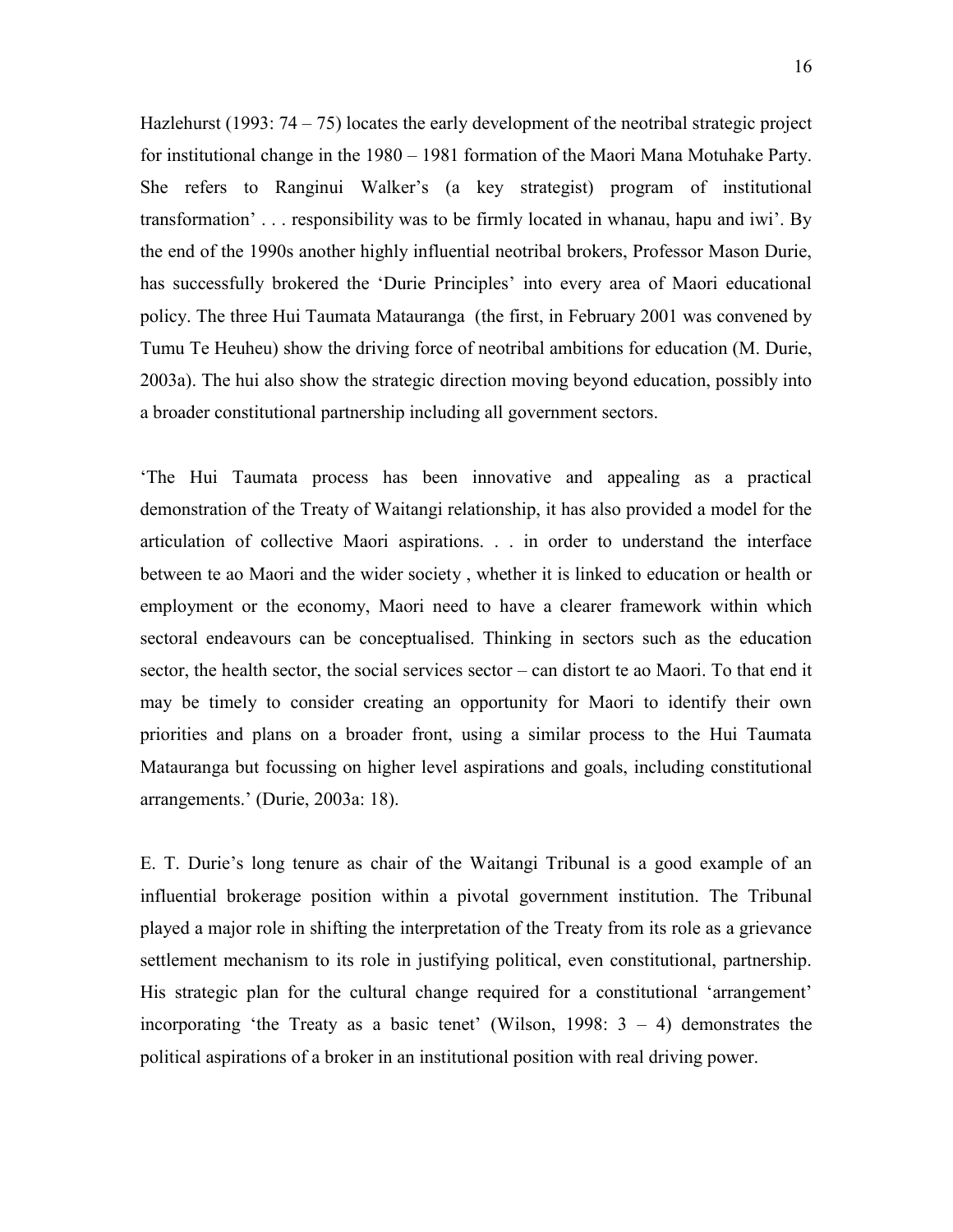Hazlehurst (1993: 74 – 75) locates the early development of the neotribal strategic project for institutional change in the 1980 – 1981 formation of the Maori Mana Motuhake Party. She refers to Ranginui Walker's (a key strategist) program of institutional transformation' . . . responsibility was to be firmly located in whanau, hapu and iwi'. By the end of the 1990s another highly influential neotribal brokers, Professor Mason Durie, has successfully brokered the 'Durie Principles' into every area of Maori educational policy. The three Hui Taumata Matauranga (the first, in February 2001 was convened by Tumu Te Heuheu) show the driving force of neotribal ambitions for education (M. Durie, 2003a). The hui also show the strategic direction moving beyond education, possibly into a broader constitutional partnership including all government sectors.

'The Hui Taumata process has been innovative and appealing as a practical demonstration of the Treaty of Waitangi relationship, it has also provided a model for the articulation of collective Maori aspirations. . . in order to understand the interface between te ao Maori and the wider society , whether it is linked to education or health or employment or the economy, Maori need to have a clearer framework within which sectoral endeavours can be conceptualised. Thinking in sectors such as the education sector, the health sector, the social services sector – can distort te ao Maori. To that end it may be timely to consider creating an opportunity for Maori to identify their own priorities and plans on a broader front, using a similar process to the Hui Taumata Matauranga but focussing on higher level aspirations and goals, including constitutional arrangements.' (Durie, 2003a: 18).

E. T. Durie's long tenure as chair of the Waitangi Tribunal is a good example of an influential brokerage position within a pivotal government institution. The Tribunal played a major role in shifting the interpretation of the Treaty from its role as a grievance settlement mechanism to its role in justifying political, even constitutional, partnership. His strategic plan for the cultural change required for a constitutional 'arrangement' incorporating 'the Treaty as a basic tenet' (Wilson, 1998: 3 – 4) demonstrates the political aspirations of a broker in an institutional position with real driving power.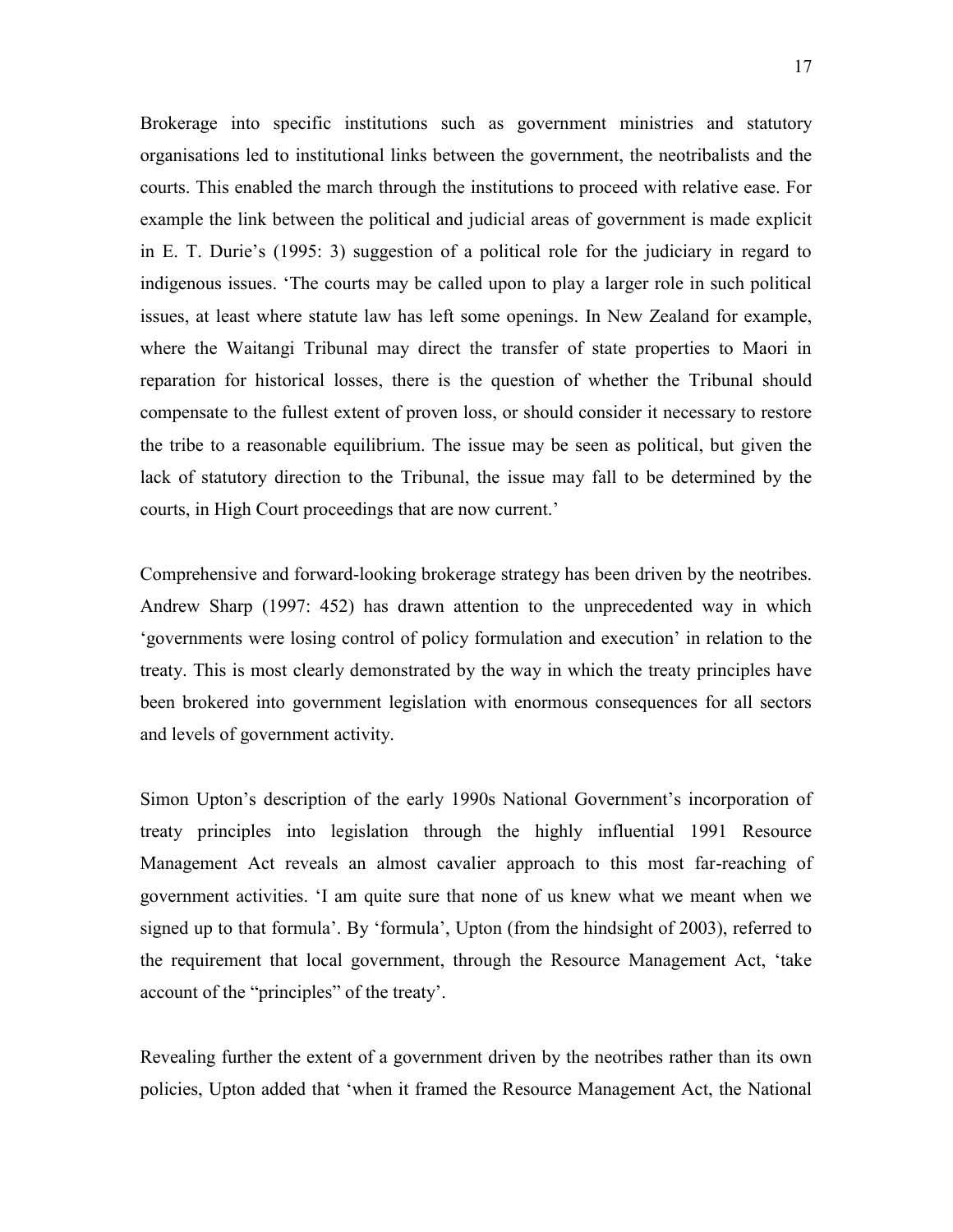Brokerage into specific institutions such as government ministries and statutory organisations led to institutional links between the government, the neotribalists and the courts. This enabled the march through the institutions to proceed with relative ease. For example the link between the political and judicial areas of government is made explicit in E. T. Durie's (1995: 3) suggestion of a political role for the judiciary in regard to indigenous issues. 'The courts may be called upon to play a larger role in such political issues, at least where statute law has left some openings. In New Zealand for example, where the Waitangi Tribunal may direct the transfer of state properties to Maori in reparation for historical losses, there is the question of whether the Tribunal should compensate to the fullest extent of proven loss, or should consider it necessary to restore the tribe to a reasonable equilibrium. The issue may be seen as political, but given the lack of statutory direction to the Tribunal, the issue may fall to be determined by the courts, in High Court proceedings that are now current.'

Comprehensive and forward-looking brokerage strategy has been driven by the neotribes. Andrew Sharp (1997: 452) has drawn attention to the unprecedented way in which 'governments were losing control of policy formulation and execution' in relation to the treaty. This is most clearly demonstrated by the way in which the treaty principles have been brokered into government legislation with enormous consequences for all sectors and levels of government activity.

Simon Upton's description of the early 1990s National Government's incorporation of treaty principles into legislation through the highly influential 1991 Resource Management Act reveals an almost cavalier approach to this most far-reaching of government activities. 'I am quite sure that none of us knew what we meant when we signed up to that formula'. By 'formula', Upton (from the hindsight of 2003), referred to the requirement that local government, through the Resource Management Act, 'take account of the "principles" of the treaty'.

Revealing further the extent of a government driven by the neotribes rather than its own policies, Upton added that 'when it framed the Resource Management Act, the National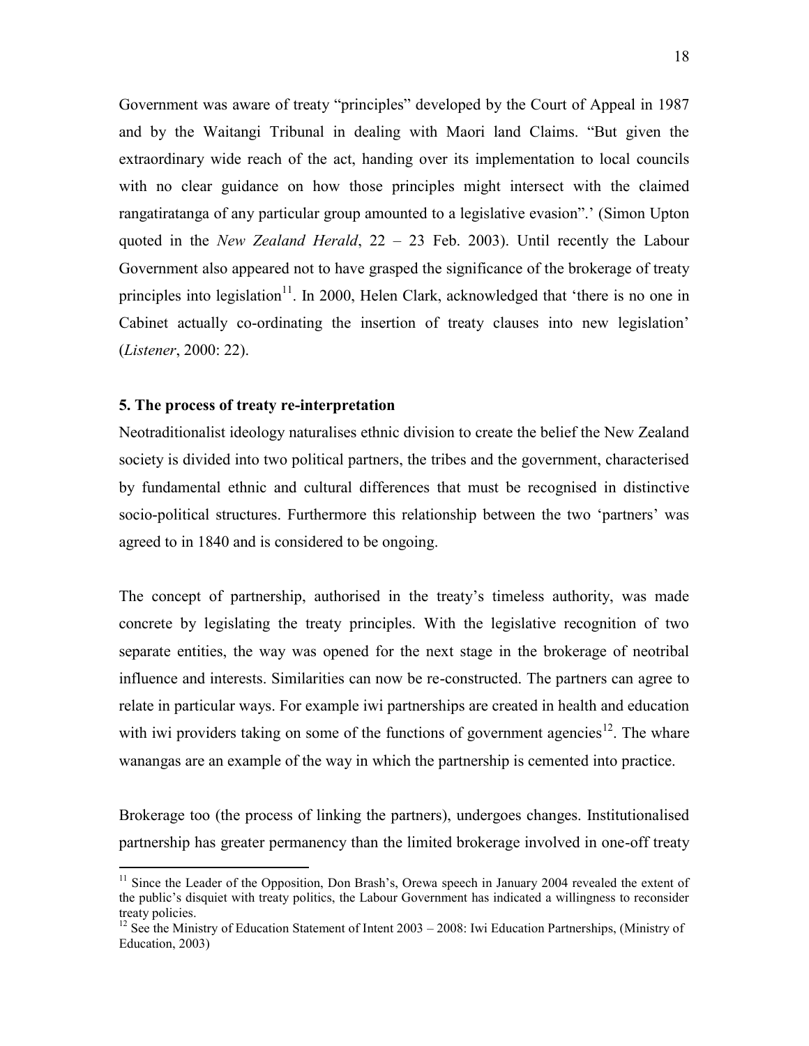Government was aware of treaty "principles" developed by the Court of Appeal in 1987 and by the Waitangi Tribunal in dealing with Maori land Claims. "But given the extraordinary wide reach of the act, handing over its implementation to local councils with no clear guidance on how those principles might intersect with the claimed rangatiratanga of any particular group amounted to a legislative evasion".' (Simon Upton quoted in the *New Zealand Herald*, 22 – 23 Feb. 2003). Until recently the Labour Government also appeared not to have grasped the significance of the brokerage of treaty principles into legislation[11]. In 2000, Helen Clark, acknowledged that 'there is no one in Cabinet actually co-ordinating the insertion of treaty clauses into new legislation' (*Listener*, 2000: 22).

**5. The process of treaty re-interpretation**

Neotraditionalist ideology naturalises ethnic division to create the belief the New Zealand society is divided into two political partners, the tribes and the government, characterised by fundamental ethnic and cultural differences that must be recognised in distinctive socio-political structures. Furthermore this relationship between the two 'partners' was agreed to in 1840 and is considered to be ongoing.

The concept of partnership, authorised in the treaty's timeless authority, was made concrete by legislating the treaty principles. With the legislative recognition of two separate entities, the way was opened for the next stage in the brokerage of neotribal influence and interests. Similarities can now be re-constructed. The partners can agree to relate in particular ways. For example iwi partnerships are created in health and education with iwi providers taking on some of the functions of government agencies[12]. The whare wanangas are an example of the way in which the partnership is cemented into practice.

Brokerage too (the process of linking the partners), undergoes changes. Institutionalised partnership has greater permanency than the limited brokerage involved in one-off treaty

[11] Since the Leader of the Opposition, Don Brash's, Orewa speech in January 2004 revealed the extent of the public's disquiet with treaty politics, the Labour Government has indicated a willingness to reconsider treaty policies.

[12] See the Ministry of Education Statement of Intent 2003 – 2008: Iwi Education Partnerships, (Ministry of Education, 2003)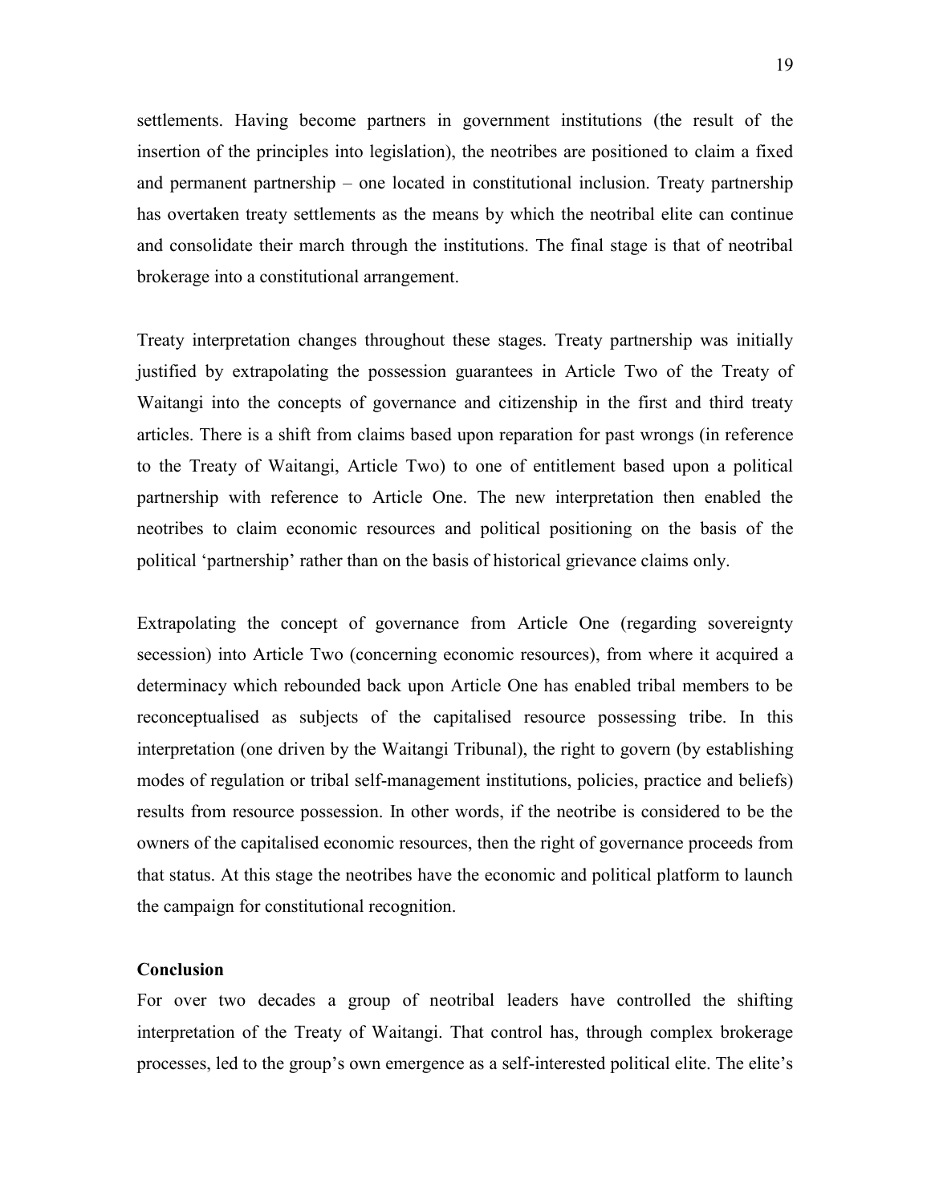settlements. Having become partners in government institutions (the result of the insertion of the principles into legislation), the neotribes are positioned to claim a fixed and permanent partnership – one located in constitutional inclusion. Treaty partnership has overtaken treaty settlements as the means by which the neotribal elite can continue and consolidate their march through the institutions. The final stage is that of neotribal brokerage into a constitutional arrangement.

Treaty interpretation changes throughout these stages. Treaty partnership was initially justified by extrapolating the possession guarantees in Article Two of the Treaty of Waitangi into the concepts of governance and citizenship in the first and third treaty articles. There is a shift from claims based upon reparation for past wrongs (in reference to the Treaty of Waitangi, Article Two) to one of entitlement based upon a political partnership with reference to Article One. The new interpretation then enabled the neotribes to claim economic resources and political positioning on the basis of the political 'partnership' rather than on the basis of historical grievance claims only.

Extrapolating the concept of governance from Article One (regarding sovereignty secession) into Article Two (concerning economic resources), from where it acquired a determinacy which rebounded back upon Article One has enabled tribal members to be reconceptualised as subjects of the capitalised resource possessing tribe. In this interpretation (one driven by the Waitangi Tribunal), the right to govern (by establishing modes of regulation or tribal self-management institutions, policies, practice and beliefs) results from resource possession. In other words, if the neotribe is considered to be the owners of the capitalised economic resources, then the right of governance proceeds from that status. At this stage the neotribes have the economic and political platform to launch the campaign for constitutional recognition.

**Conclusion**

For over two decades a group of neotribal leaders have controlled the shifting interpretation of the Treaty of Waitangi. That control has, through complex brokerage processes, led to the group's own emergence as a self-interested political elite. The elite's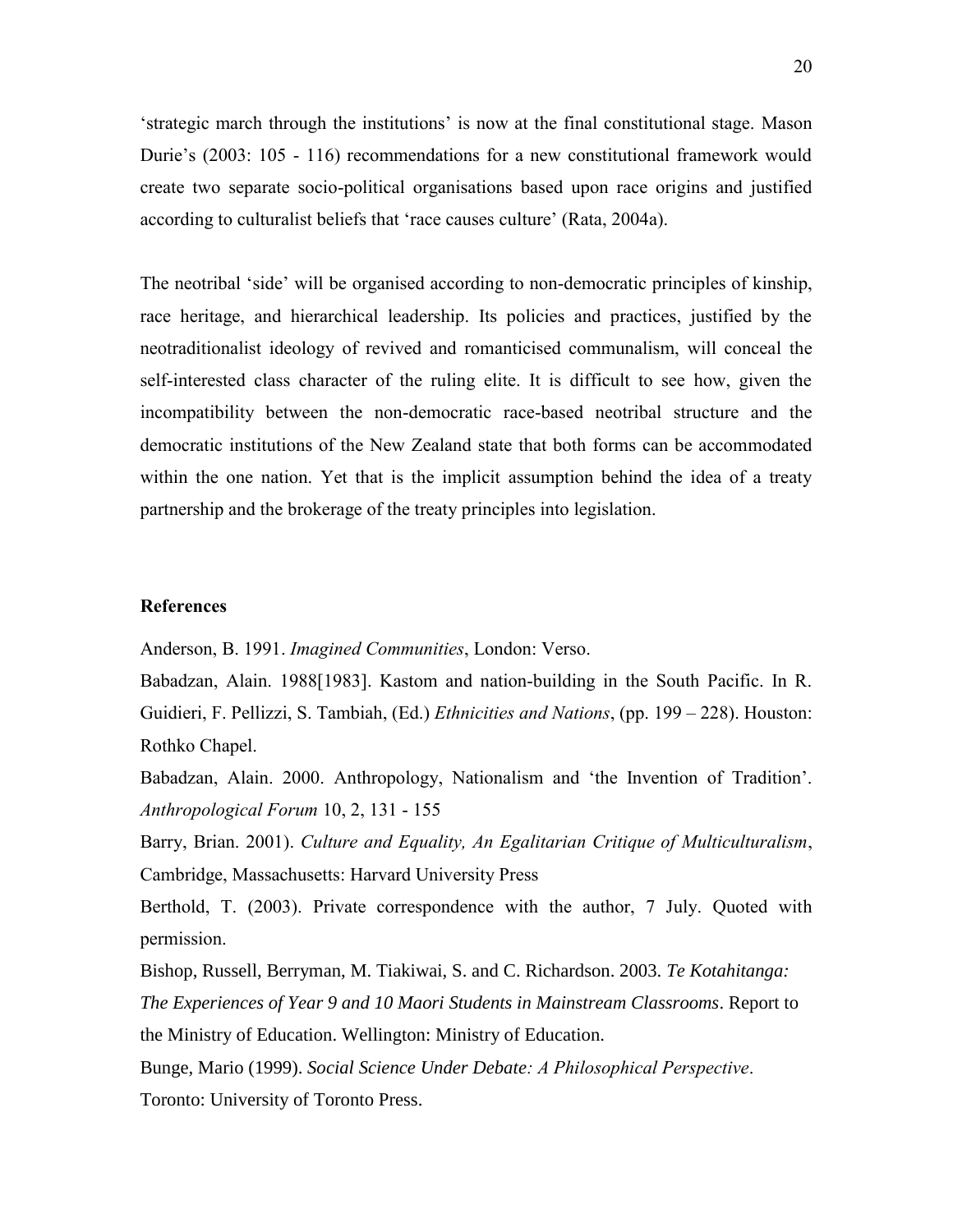'strategic march through the institutions' is now at the final constitutional stage. Mason Durie's (2003: 105 - 116) recommendations for a new constitutional framework would create two separate socio-political organisations based upon race origins and justified according to culturalist beliefs that 'race causes culture' (Rata, 2004a).

The neotribal 'side' will be organised according to non-democratic principles of kinship, race heritage, and hierarchical leadership. Its policies and practices, justified by the neotraditionalist ideology of revived and romanticised communalism, will conceal the self-interested class character of the ruling elite. It is difficult to see how, given the incompatibility between the non-democratic race-based neotribal structure and the democratic institutions of the New Zealand state that both forms can be accommodated within the one nation. Yet that is the implicit assumption behind the idea of a treaty partnership and the brokerage of the treaty principles into legislation.

## References

Anderson, B. 1991. *Imagined Communities*, London: Verso.

Babadzan, Alain. 1988[1983]. Kastom and nation-building in the South Pacific. In R. Guidieri, F. Pellizzi, S. Tambiah, (Ed.) *Ethnicities and Nations*, (pp. 199 – 228). Houston: Rothko Chapel.

Babadzan, Alain. 2000. Anthropology, Nationalism and 'the Invention of Tradition'. *Anthropological Forum* 10, 2, 131 - 155

Barry, Brian. 2001). *Culture and Equality, An Egalitarian Critique of Multiculturalism*, Cambridge, Massachusetts: Harvard University Press

Berthold, T. (2003). Private correspondence with the author, 7 July. Quoted with permission.

Bishop, Russell, Berryman, M. Tiakiwai, S. and C. Richardson. 2003. *Te Kotahitanga: The Experiences of Year 9 and 10 Maori Students in Mainstream Classrooms*. Report to the Ministry of Education. Wellington: Ministry of Education.

Bunge, Mario (1999). *Social Science Under Debate: A Philosophical Perspective*. Toronto: University of Toronto Press.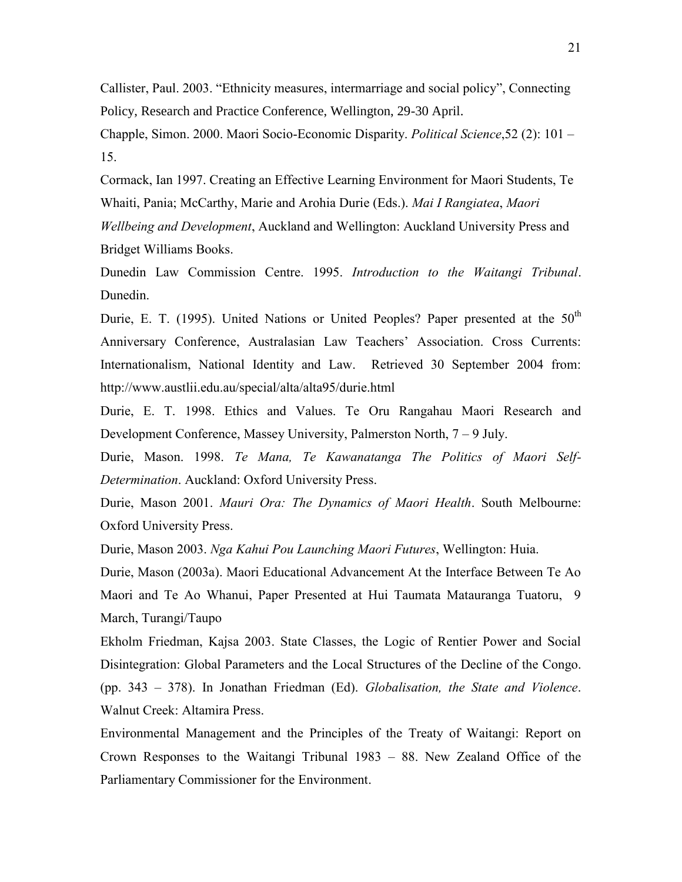Callister, Paul. 2003. "Ethnicity measures, intermarriage and social policy", Connecting Policy, Research and Practice Conference, Wellington, 29-30 April.

Chapple, Simon. 2000. Maori Socio-Economic Disparity. *Political Science*,52 (2): 101 – 15.

Cormack, Ian 1997. Creating an Effective Learning Environment for Maori Students, Te Whaiti, Pania; McCarthy, Marie and Arohia Durie (Eds.). *Mai I Rangiatea*, *Maori Wellbeing and Development*, Auckland and Wellington: Auckland University Press and Bridget Williams Books.

Dunedin Law Commission Centre. 1995. *Introduction to the Waitangi Tribunal*. Dunedin.

Durie, E. T. (1995). United Nations or United Peoples? Paper presented at the 50th Anniversary Conference, Australasian Law Teachers' Association. Cross Currents: Internationalism, National Identity and Law. Retrieved 30 September 2004 from: http://www.austlii.edu.au/special/alta/alta95/durie.html

Durie, E. T. 1998. Ethics and Values. Te Oru Rangahau Maori Research and Development Conference, Massey University, Palmerston North, 7 – 9 July.

Durie, Mason. 1998. *Te Mana, Te Kawanatanga The Politics of Maori Self-Determination*. Auckland: Oxford University Press.

Durie, Mason 2001. *Mauri Ora: The Dynamics of Maori Health*. South Melbourne: Oxford University Press.

Durie, Mason 2003. *Nga Kahui Pou Launching Maori Futures*, Wellington: Huia.

Durie, Mason (2003a). Maori Educational Advancement At the Interface Between Te Ao Maori and Te Ao Whanui, Paper Presented at Hui Taumata Matauranga Tuatoru, 9 March, Turangi/Taupo

Ekholm Friedman, Kajsa 2003. State Classes, the Logic of Rentier Power and Social Disintegration: Global Parameters and the Local Structures of the Decline of the Congo. (pp. 343 – 378). In Jonathan Friedman (Ed). *Globalisation, the State and Violence*. Walnut Creek: Altamira Press.

Environmental Management and the Principles of the Treaty of Waitangi: Report on Crown Responses to the Waitangi Tribunal 1983 – 88. New Zealand Office of the Parliamentary Commissioner for the Environment.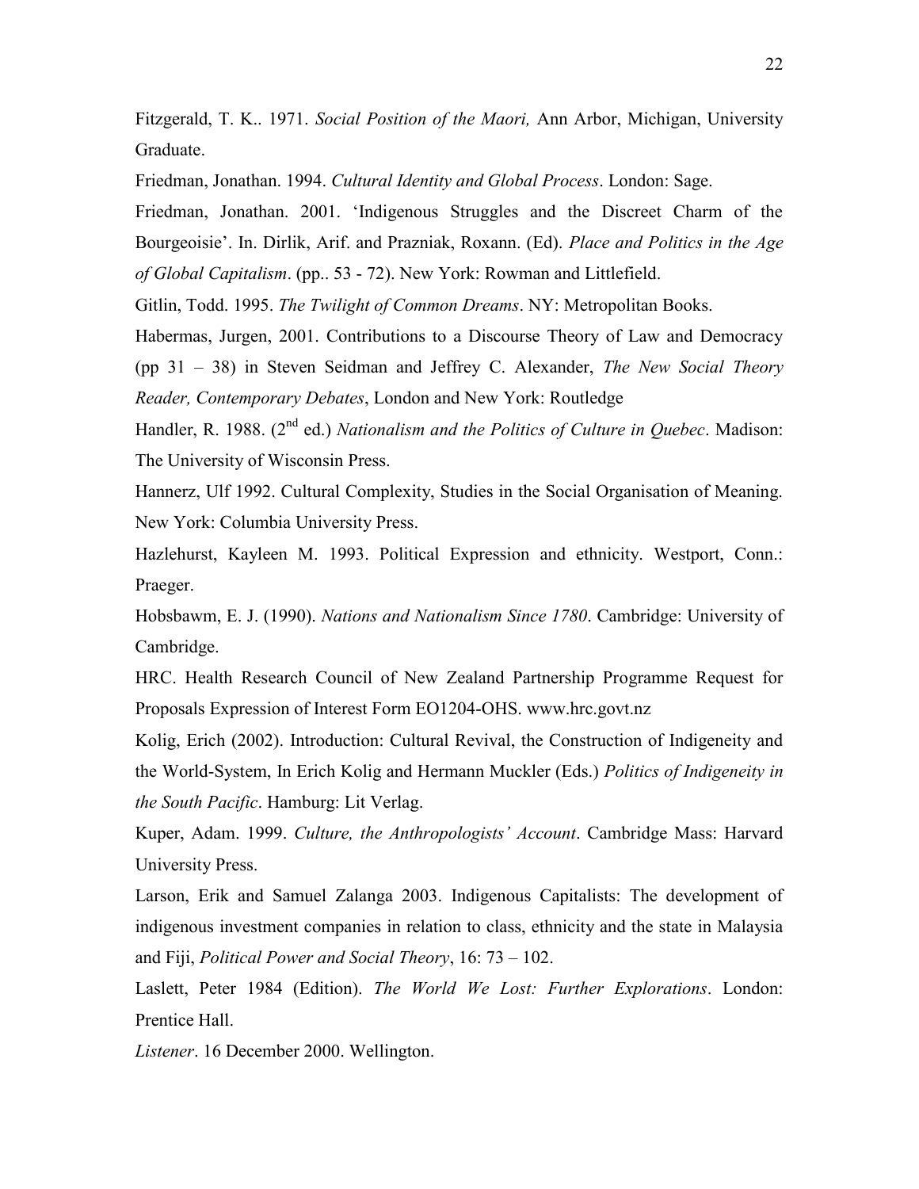Fitzgerald, T. K.. 1971. *Social Position of the Maori,* Ann Arbor, Michigan, University Graduate.

Friedman, Jonathan. 1994. *Cultural Identity and Global Process*. London: Sage.

Friedman, Jonathan. 2001. 'Indigenous Struggles and the Discreet Charm of the Bourgeoisie'. In. Dirlik, Arif. and Prazniak, Roxann. (Ed). *Place and Politics in the Age of Global Capitalism*. (pp.. 53 - 72). New York: Rowman and Littlefield.

Gitlin, Todd. 1995. *The Twilight of Common Dreams*. NY: Metropolitan Books.

Habermas, Jurgen, 2001. Contributions to a Discourse Theory of Law and Democracy (pp 31 – 38) in Steven Seidman and Jeffrey C. Alexander, *The New Social Theory Reader, Contemporary Debates*, London and New York: Routledge

Handler, R. 1988. (2nd ed.) *Nationalism and the Politics of Culture in Quebec*. Madison: The University of Wisconsin Press.

Hannerz, Ulf 1992. Cultural Complexity, Studies in the Social Organisation of Meaning. New York: Columbia University Press.

Hazlehurst, Kayleen M. 1993. Political Expression and ethnicity. Westport, Conn.: Praeger.

Hobsbawm, E. J. (1990). *Nations and Nationalism Since 1780*. Cambridge: University of Cambridge.

HRC. Health Research Council of New Zealand Partnership Programme Request for Proposals Expression of Interest Form EO1204-OHS. www.hrc.govt.nz

Kolig, Erich (2002). Introduction: Cultural Revival, the Construction of Indigeneity and the World-System, In Erich Kolig and Hermann Muckler (Eds.) *Politics of Indigeneity in the South Pacific*. Hamburg: Lit Verlag.

Kuper, Adam. 1999. *Culture, the Anthropologists' Account*. Cambridge Mass: Harvard University Press.

Larson, Erik and Samuel Zalanga 2003. Indigenous Capitalists: The development of indigenous investment companies in relation to class, ethnicity and the state in Malaysia and Fiji, *Political Power and Social Theory*, 16: 73 – 102.

Laslett, Peter 1984 (Edition). *The World We Lost: Further Explorations*. London: Prentice Hall.

*Listener*. 16 December 2000. Wellington.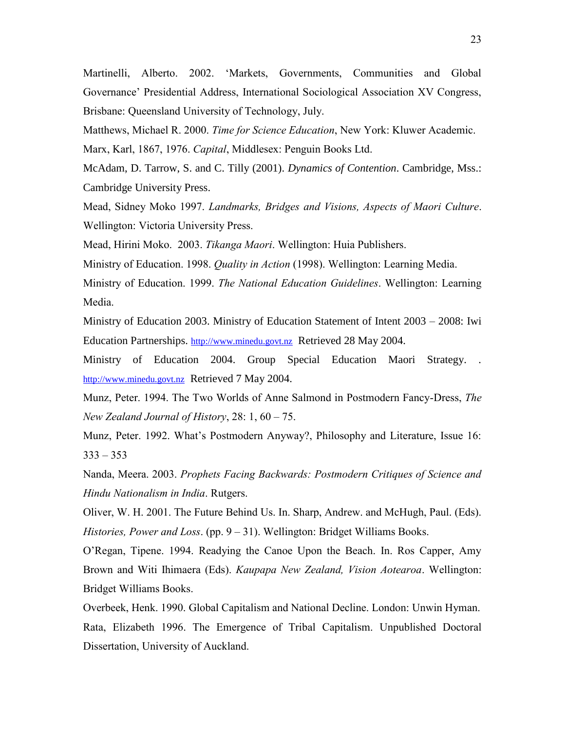Martinelli, Alberto. 2002. 'Markets, Governments, Communities and Global Governance' Presidential Address, International Sociological Association XV Congress, Brisbane: Queensland University of Technology, July.

Matthews, Michael R. 2000. *Time for Science Education*, New York: Kluwer Academic.

Marx, Karl, 1867, 1976. *Capital*, Middlesex: Penguin Books Ltd.

McAdam, D. Tarrow, S. and C. Tilly (2001). *Dynamics of Contention*. Cambridge, Mss.: Cambridge University Press.

Mead, Sidney Moko 1997. *Landmarks, Bridges and Visions, Aspects of Maori Culture*. Wellington: Victoria University Press.

Mead, Hirini Moko. 2003. *Tikanga Maori*. Wellington: Huia Publishers.

Ministry of Education. 1998. *Quality in Action* (1998). Wellington: Learning Media.

Ministry of Education. 1999. *The National Education Guidelines*. Wellington: Learning Media.

Ministry of Education 2003. Ministry of Education Statement of Intent 2003 – 2008: Iwi Education Partnerships. http://www.minedu.govt.nz Retrieved 28 May 2004.

Ministry of Education 2004. Group Special Education Maori Strategy. . http://www.minedu.govt.nz Retrieved 7 May 2004.

Munz, Peter. 1994. The Two Worlds of Anne Salmond in Postmodern Fancy-Dress, *The New Zealand Journal of History*, 28: 1, 60 – 75.

Munz, Peter. 1992. What's Postmodern Anyway?, Philosophy and Literature, Issue 16: 333 – 353

Nanda, Meera. 2003. *Prophets Facing Backwards: Postmodern Critiques of Science and Hindu Nationalism in India*. Rutgers.

Oliver, W. H. 2001. The Future Behind Us. In. Sharp, Andrew. and McHugh, Paul. (Eds). *Histories, Power and Loss*. (pp. 9 – 31). Wellington: Bridget Williams Books.

O'Regan, Tipene. 1994. Readying the Canoe Upon the Beach. In. Ros Capper, Amy Brown and Witi Ihimaera (Eds). *Kaupapa New Zealand, Vision Aotearoa*. Wellington: Bridget Williams Books.

Overbeek, Henk. 1990. Global Capitalism and National Decline. London: Unwin Hyman.

Rata, Elizabeth 1996. The Emergence of Tribal Capitalism. Unpublished Doctoral Dissertation, University of Auckland.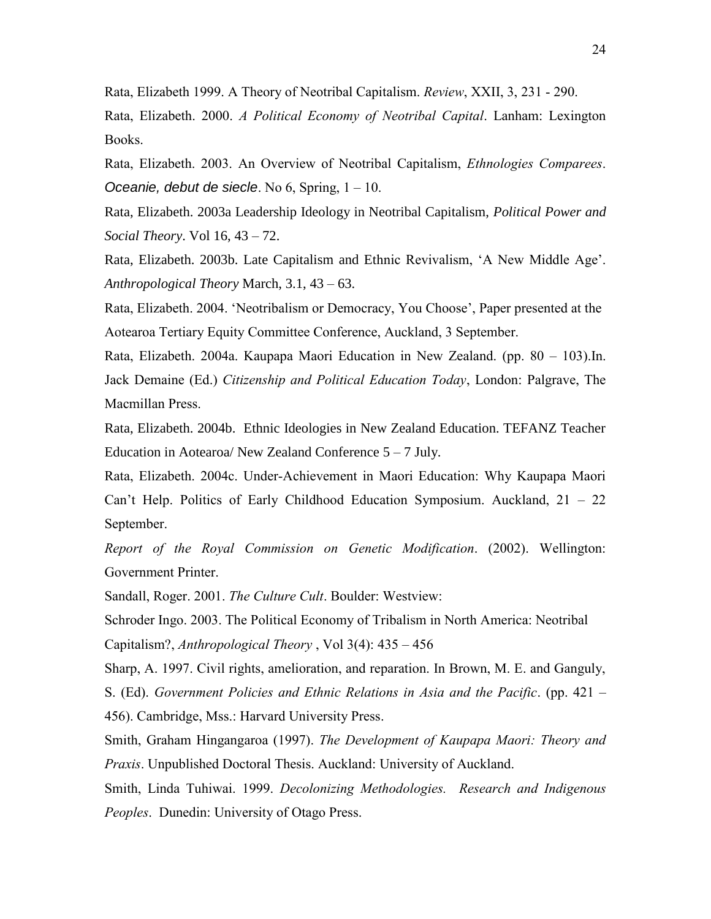Rata, Elizabeth 1999. A Theory of Neotribal Capitalism. *Review*, XXII, 3, 231 - 290.

Rata, Elizabeth. 2000. *A Political Economy of Neotribal Capital*. Lanham: Lexington Books.

Rata, Elizabeth. 2003. An Overview of Neotribal Capitalism, *Ethnologies Comparees*. *Oceanie, debut de siecle*. No 6, Spring, 1 – 10.

Rata, Elizabeth. 2003a Leadership Ideology in Neotribal Capitalism, *Political Power and Social Theory*. Vol 16, 43 – 72.

Rata, Elizabeth. 2003b. Late Capitalism and Ethnic Revivalism, 'A New Middle Age'. *Anthropological Theory* March, 3.1, 43 – 63.

Rata, Elizabeth. 2004. 'Neotribalism or Democracy, You Choose', Paper presented at the Aotearoa Tertiary Equity Committee Conference, Auckland, 3 September.

Rata, Elizabeth. 2004a. Kaupapa Maori Education in New Zealand. (pp. 80 – 103).In. Jack Demaine (Ed.) *Citizenship and Political Education Today*, London: Palgrave, The Macmillan Press.

Rata, Elizabeth. 2004b. Ethnic Ideologies in New Zealand Education. TEFANZ Teacher Education in Aotearoa/ New Zealand Conference 5 – 7 July.

Rata, Elizabeth. 2004c. Under-Achievement in Maori Education: Why Kaupapa Maori Can't Help. Politics of Early Childhood Education Symposium. Auckland, 21 – 22 September.

*Report of the Royal Commission on Genetic Modification*. (2002). Wellington: Government Printer.

Sandall, Roger. 2001. *The Culture Cult*. Boulder: Westview:

Schroder Ingo. 2003. The Political Economy of Tribalism in North America: Neotribal Capitalism?, *Anthropological Theory* , Vol 3(4): 435 – 456

Sharp, A. 1997. Civil rights, amelioration, and reparation. In Brown, M. E. and Ganguly, S. (Ed). *Government Policies and Ethnic Relations in Asia and the Pacific*. (pp. 421 – 456). Cambridge, Mss.: Harvard University Press.

Smith, Graham Hingangaroa (1997). *The Development of Kaupapa Maori: Theory and Praxis*. Unpublished Doctoral Thesis. Auckland: University of Auckland.

Smith, Linda Tuhiwai. 1999. *Decolonizing Methodologies. Research and Indigenous Peoples*. Dunedin: University of Otago Press.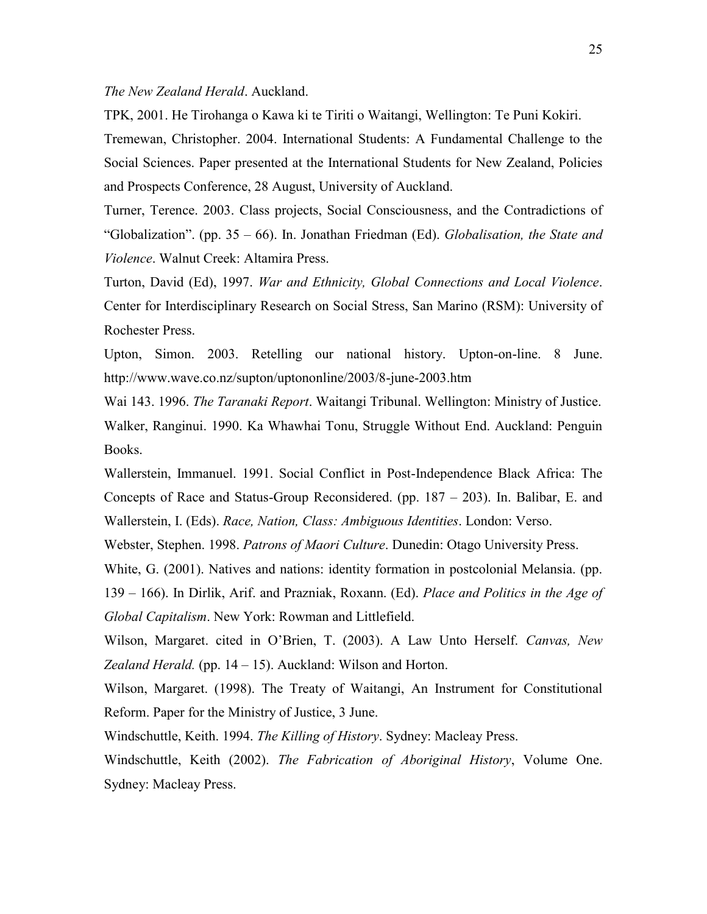*The New Zealand Herald*. Auckland.

TPK, 2001. He Tirohanga o Kawa ki te Tiriti o Waitangi, Wellington: Te Puni Kokiri.

Tremewan, Christopher. 2004. International Students: A Fundamental Challenge to the Social Sciences. Paper presented at the International Students for New Zealand, Policies and Prospects Conference, 28 August, University of Auckland.

Turner, Terence. 2003. Class projects, Social Consciousness, and the Contradictions of "Globalization". (pp. 35 – 66). In. Jonathan Friedman (Ed). *Globalisation, the State and Violence*. Walnut Creek: Altamira Press.

Turton, David (Ed), 1997. *War and Ethnicity, Global Connections and Local Violence*. Center for Interdisciplinary Research on Social Stress, San Marino (RSM): University of Rochester Press.

Upton, Simon. 2003. Retelling our national history. Upton-on-line. 8 June. http://www.wave.co.nz/supton/uptononline/2003/8-june-2003.htm

Wai 143. 1996. *The Taranaki Report*. Waitangi Tribunal. Wellington: Ministry of Justice.

Walker, Ranginui. 1990. Ka Whawhai Tonu, Struggle Without End. Auckland: Penguin Books.

Wallerstein, Immanuel. 1991. Social Conflict in Post-Independence Black Africa: The Concepts of Race and Status-Group Reconsidered. (pp. 187 – 203). In. Balibar, E. and Wallerstein, I. (Eds). *Race, Nation, Class: Ambiguous Identities*. London: Verso.

Webster, Stephen. 1998. *Patrons of Maori Culture*. Dunedin: Otago University Press.

White, G. (2001). Natives and nations: identity formation in postcolonial Melansia. (pp. 139 – 166). In Dirlik, Arif. and Prazniak, Roxann. (Ed). *Place and Politics in the Age of Global Capitalism*. New York: Rowman and Littlefield.

Wilson, Margaret. cited in O'Brien, T. (2003). A Law Unto Herself. *Canvas, New Zealand Herald.* (pp. 14 – 15). Auckland: Wilson and Horton.

Wilson, Margaret. (1998). The Treaty of Waitangi, An Instrument for Constitutional Reform. Paper for the Ministry of Justice, 3 June.

Windschuttle, Keith. 1994. *The Killing of History*. Sydney: Macleay Press.

Windschuttle, Keith (2002). *The Fabrication of Aboriginal History*, Volume One. Sydney: Macleay Press.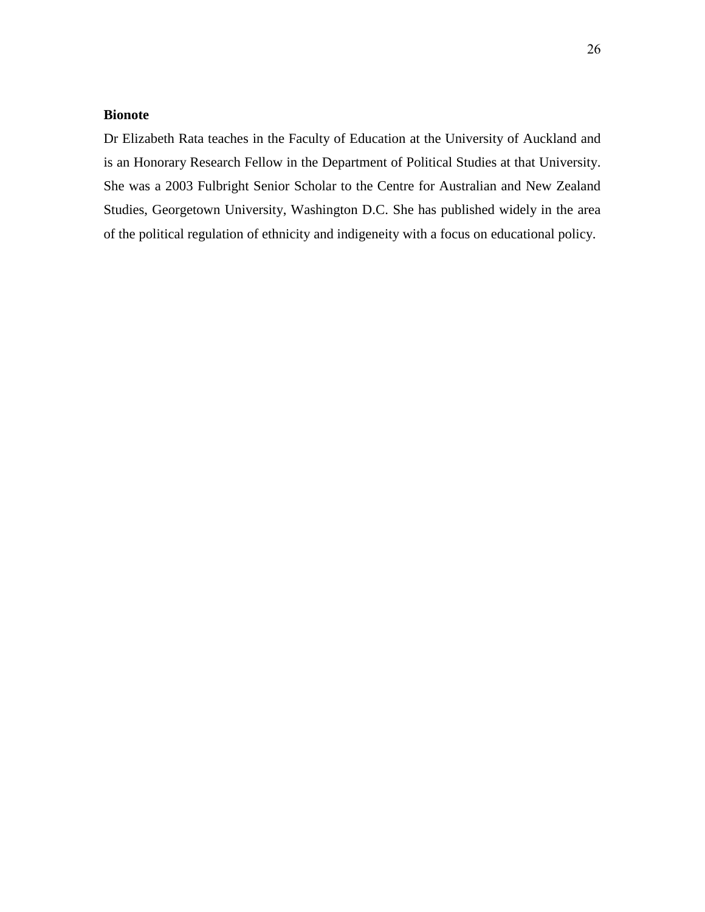**Bionote**

Dr Elizabeth Rata teaches in the Faculty of Education at the University of Auckland and is an Honorary Research Fellow in the Department of Political Studies at that University. She was a 2003 Fulbright Senior Scholar to the Centre for Australian and New Zealand Studies, Georgetown University, Washington D.C. She has published widely in the area of the political regulation of ethnicity and indigeneity with a focus on educational policy.